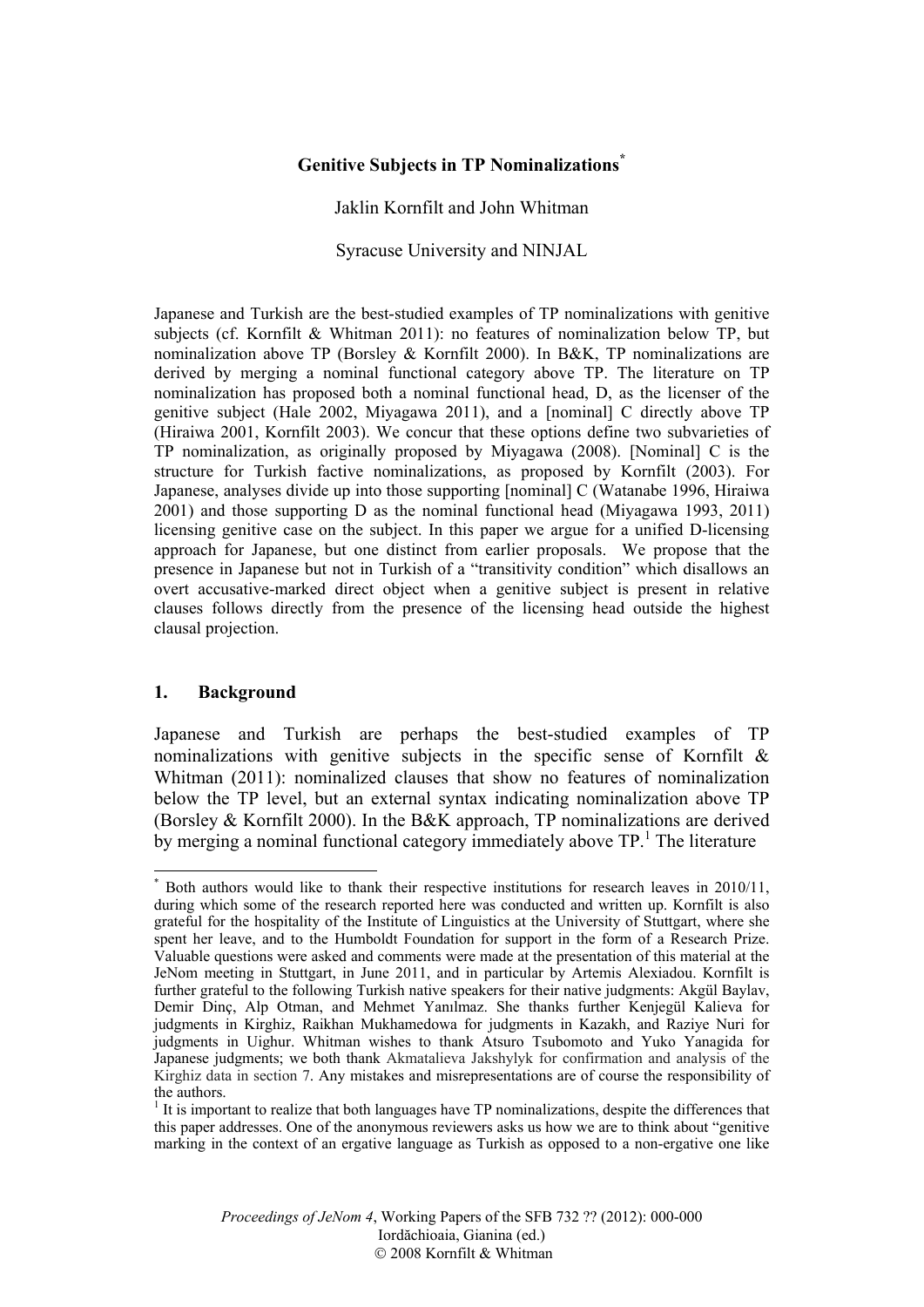# Genitive Subjects in TP Nominalizations[*]

Jaklin Kornfilt and John Whitman

Syracuse University and NINJAL

Japanese and Turkish are the best-studied examples of TP nominalizations with genitive subjects (cf. Kornfilt & Whitman 2011): no features of nominalization below TP, but nominalization above TP (Borsley & Kornfilt 2000). In B&K, TP nominalizations are derived by merging a nominal functional category above TP. The literature on TP nominalization has proposed both a nominal functional head, D, as the licenser of the genitive subject (Hale 2002, Miyagawa 2011), and a [nominal] C directly above TP (Hiraiwa 2001, Kornfilt 2003). We concur that these options define two subvarieties of TP nominalization, as originally proposed by Miyagawa (2008). [Nominal] C is the structure for Turkish factive nominalizations, as proposed by Kornfilt (2003). For Japanese, analyses divide up into those supporting [nominal] C (Watanabe 1996, Hiraiwa 2001) and those supporting D as the nominal functional head (Miyagawa 1993, 2011) licensing genitive case on the subject. In this paper we argue for a unified D-licensing approach for Japanese, but one distinct from earlier proposals. We propose that the presence in Japanese but not in Turkish of a "transitivity condition" which disallows an overt accusative-marked direct object when a genitive subject is present in relative clauses follows directly from the presence of the licensing head outside the highest clausal projection.

## 1. Background

Japanese and Turkish are perhaps the best-studied examples of TP nominalizations with genitive subjects in the specific sense of Kornfilt & Whitman (2011): nominalized clauses that show no features of nominalization below the TP level, but an external syntax indicating nominalization above TP (Borsley & Kornfilt 2000). In the B&K approach, TP nominalizations are derived by merging a nominal functional category immediately above TP.[1] The literature

---

[*] Both authors would like to thank their respective institutions for research leaves in 2010/11, during which some of the research reported here was conducted and written up. Kornfilt is also grateful for the hospitality of the Institute of Linguistics at the University of Stuttgart, where she spent her leave, and to the Humboldt Foundation for support in the form of a Research Prize. Valuable questions were asked and comments were made at the presentation of this material at the JeNom meeting in Stuttgart, in June 2011, and in particular by Artemis Alexiadou. Kornfilt is further grateful to the following Turkish native speakers for their native judgments: Akgül Baylav, Demir Dinç, Alp Otman, and Mehmet Yanılmaz. She thanks further Kenjegül Kalieva for judgments in Kirghiz, Raikhan Mukhamedowa for judgments in Kazakh, and Raziye Nuri for judgments in Uighur. Whitman wishes to thank Atsuro Tsubomoto and Yuko Yanagida for Japanese judgments; we both thank Akmatalieva Jakshylyk for confirmation and analysis of the Kirghiz data in section 7. Any mistakes and misrepresentations are of course the responsibility of the authors.

[1] It is important to realize that both languages have TP nominalizations, despite the differences that this paper addresses. One of the anonymous reviewers asks us how we are to think about "genitive marking in the context of an ergative language as Turkish as opposed to a non-ergative one like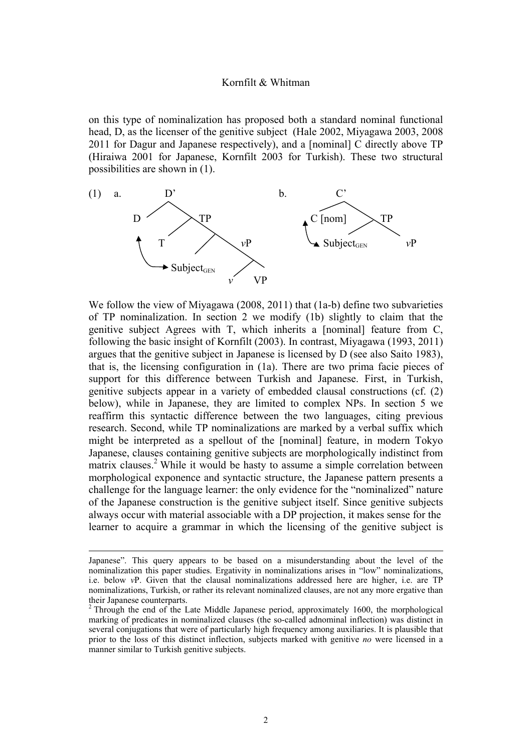on this type of nominalization has proposed both a standard nominal functional head, D, as the licenser of the genitive subject (Hale 2002, Miyagawa 2003, 2008 2011 for Dagur and Japanese respectively), and a [nominal] C directly above TP (Hiraiwa 2001 for Japanese, Kornfilt 2003 for Turkish). These two structural possibilities are shown in (1).

(1) a. [D' D [TP T [ Subject$_{GEN}$ [vP v VP]]]] (D ↔ Subject$_{GEN}$)

b. [C' C [nom] [TP Subject$_{GEN}$ vP]] (C [nom] ↔ Subject$_{GEN}$)

We follow the view of Miyagawa (2008, 2011) that (1a-b) define two subvarieties of TP nominalization. In section 2 we modify (1b) slightly to claim that the genitive subject Agrees with T, which inherits a [nominal] feature from C, following the basic insight of Kornfilt (2003). In contrast, Miyagawa (1993, 2011) argues that the genitive subject in Japanese is licensed by D (see also Saito 1983), that is, the licensing configuration in (1a). There are two prima facie pieces of support for this difference between Turkish and Japanese. First, in Turkish, genitive subjects appear in a variety of embedded clausal constructions (cf. (2) below), while in Japanese, they are limited to complex NPs. In section 5 we reaffirm this syntactic difference between the two languages, citing previous research. Second, while TP nominalizations are marked by a verbal suffix which might be interpreted as a spellout of the [nominal] feature, in modern Tokyo Japanese, clauses containing genitive subjects are morphologically indistinct from matrix clauses.[2] While it would be hasty to assume a simple correlation between morphological exponence and syntactic structure, the Japanese pattern presents a challenge for the language learner: the only evidence for the "nominalized" nature of the Japanese construction is the genitive subject itself. Since genitive subjects always occur with material associable with a DP projection, it makes sense for the learner to acquire a grammar in which the licensing of the genitive subject is

---

Japanese". This query appears to be based on a misunderstanding about the level of the nominalization this paper studies. Ergativity in nominalizations arises in "low" nominalizations, i.e. below *v*P. Given that the clausal nominalizations addressed here are higher, i.e. are TP nominalizations, Turkish, or rather its relevant nominalized clauses, are not any more ergative than their Japanese counterparts.

[2] Through the end of the Late Middle Japanese period, approximately 1600, the morphological marking of predicates in nominalized clauses (the so-called adnominal inflection) was distinct in several conjugations that were of particularly high frequency among auxiliaries. It is plausible that prior to the loss of this distinct inflection, subjects marked with genitive *no* were licensed in a manner similar to Turkish genitive subjects.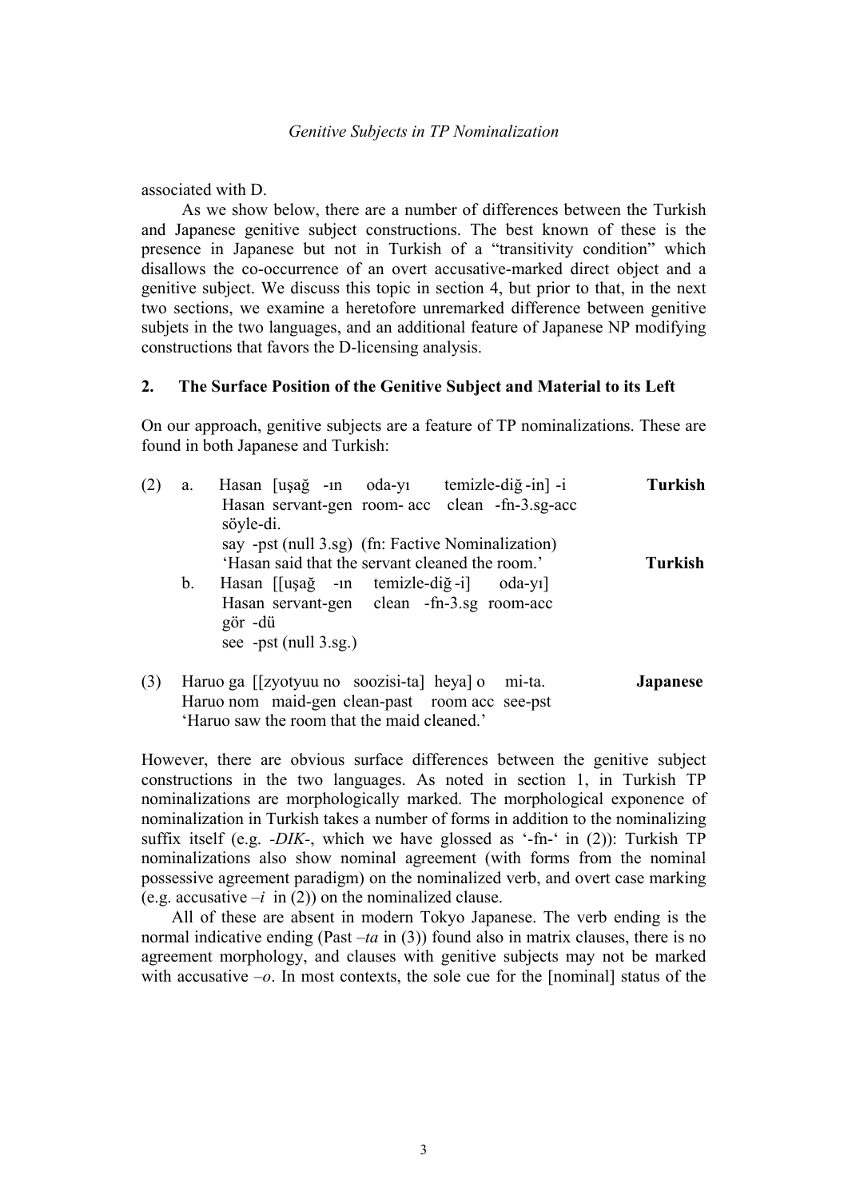associated with D.

As we show below, there are a number of differences between the Turkish and Japanese genitive subject constructions. The best known of these is the presence in Japanese but not in Turkish of a "transitivity condition" which disallows the co-occurrence of an overt accusative-marked direct object and a genitive subject. We discuss this topic in section 4, but prior to that, in the next two sections, we examine a heretofore unremarked difference between genitive subjets in the two languages, and an additional feature of Japanese NP modifying constructions that favors the D-licensing analysis.

## 2. The Surface Position of the Genitive Subject and Material to its Left

On our approach, genitive subjects are a feature of TP nominalizations. These are found in both Japanese and Turkish:

(2) a. Hasan [uşağ -ın oda-yı temizle-diğ -in] -i **Turkish**
Hasan servant-gen room- acc clean -fn-3.sg-acc
söyle-di.
say -pst (null 3.sg) (fn: Factive Nominalization)
'Hasan said that the servant cleaned the room.' **Turkish**

b. Hasan [[uşağ -ın temizle-diğ -i] oda-yı]
Hasan servant-gen clean -fn-3.sg room-acc
gör -dü
see -pst (null 3.sg.)

(3) Haruo ga [[zyotyuu no soozisi-ta] heya] o mi-ta. **Japanese**
Haruo nom maid-gen clean-past room acc see-pst
'Haruo saw the room that the maid cleaned.'

However, there are obvious surface differences between the genitive subject constructions in the two languages. As noted in section 1, in Turkish TP nominalizations are morphologically marked. The morphological exponence of nominalization in Turkish takes a number of forms in addition to the nominalizing suffix itself (e.g. *-DIK-*, which we have glossed as '-fn-' in (2)): Turkish TP nominalizations also show nominal agreement (with forms from the nominal possessive agreement paradigm) on the nominalized verb, and overt case marking (e.g. accusative *–i* in (2)) on the nominalized clause.

All of these are absent in modern Tokyo Japanese. The verb ending is the normal indicative ending (Past *–ta* in (3)) found also in matrix clauses, there is no agreement morphology, and clauses with genitive subjects may not be marked with accusative *–o*. In most contexts, the sole cue for the [nominal] status of the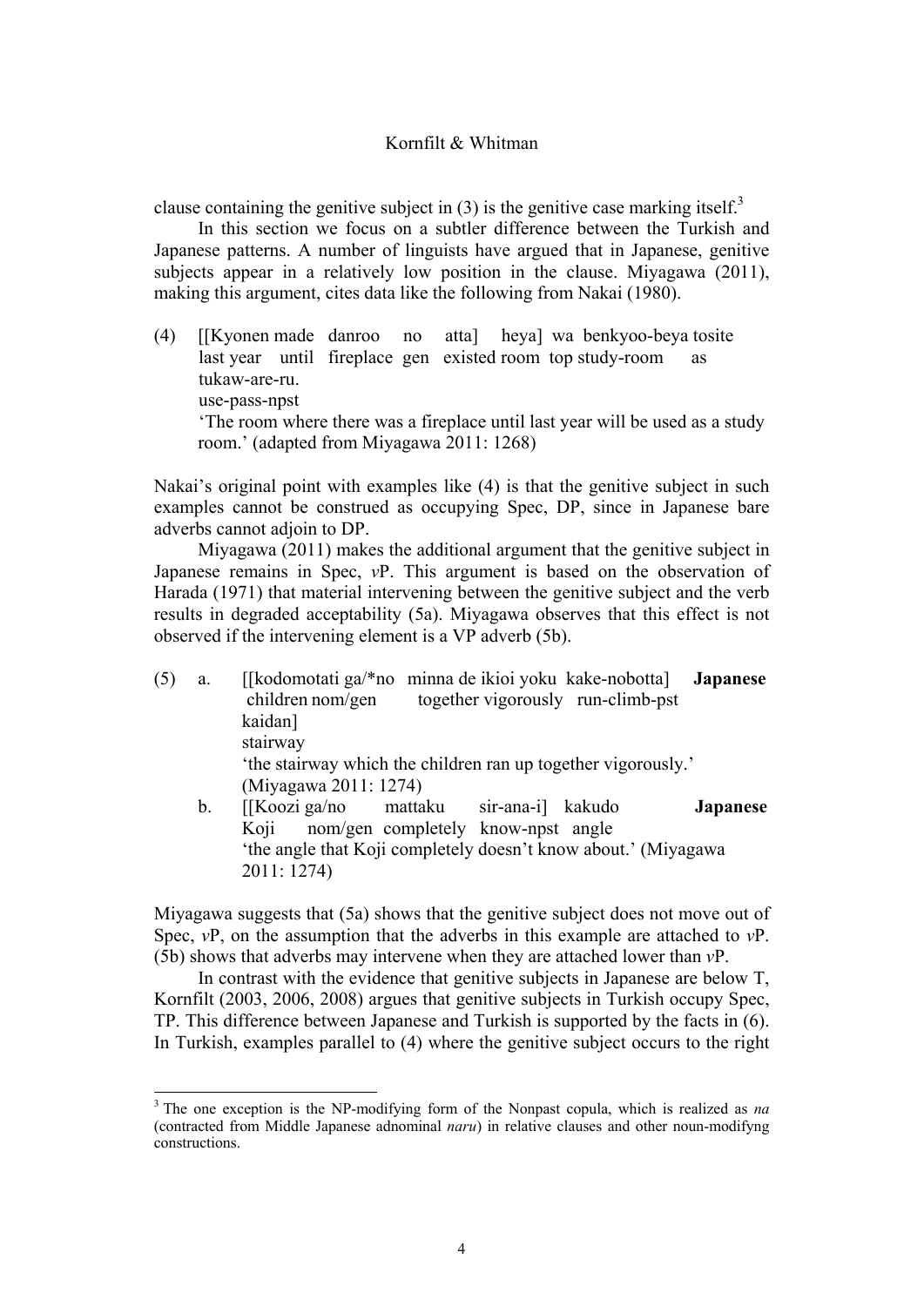clause containing the genitive subject in (3) is the genitive case marking itself.[3]

In this section we focus on a subtler difference between the Turkish and Japanese patterns. A number of linguists have argued that in Japanese, genitive subjects appear in a relatively low position in the clause. Miyagawa (2011), making this argument, cites data like the following from Nakai (1980).

(4) [[Kyonen made danroo no atta] heya] wa benkyoo-beya tosite
last year until fireplace gen existed room top study-room as
tukaw-are-ru.
use-pass-npst
'The room where there was a fireplace until last year will be used as a study room.' (adapted from Miyagawa 2011: 1268)

Nakai's original point with examples like (4) is that the genitive subject in such examples cannot be construed as occupying Spec, DP, since in Japanese bare adverbs cannot adjoin to DP.

Miyagawa (2011) makes the additional argument that the genitive subject in Japanese remains in Spec, *v*P. This argument is based on the observation of Harada (1971) that material intervening between the genitive subject and the verb results in degraded acceptability (5a). Miyagawa observes that this effect is not observed if the intervening element is a VP adverb (5b).

(5) a. [[kodomotati ga/*no minna de ikioi yoku kake-nobotta] **Japanese**
children nom/gen together vigorously run-climb-pst
kaidan]
stairway
'the stairway which the children ran up together vigorously.'
(Miyagawa 2011: 1274)

b. [[Koozi ga/no mattaku sir-ana-i] kakudo **Japanese**
Koji nom/gen completely know-npst angle
'the angle that Koji completely doesn't know about.' (Miyagawa 2011: 1274)

Miyagawa suggests that (5a) shows that the genitive subject does not move out of Spec, *v*P, on the assumption that the adverbs in this example are attached to *v*P. (5b) shows that adverbs may intervene when they are attached lower than *v*P.

In contrast with the evidence that genitive subjects in Japanese are below T, Kornfilt (2003, 2006, 2008) argues that genitive subjects in Turkish occupy Spec, TP. This difference between Japanese and Turkish is supported by the facts in (6). In Turkish, examples parallel to (4) where the genitive subject occurs to the right

[3] The one exception is the NP-modifying form of the Nonpast copula, which is realized as *na* (contracted from Middle Japanese adnominal *naru*) in relative clauses and other noun-modifyng constructions.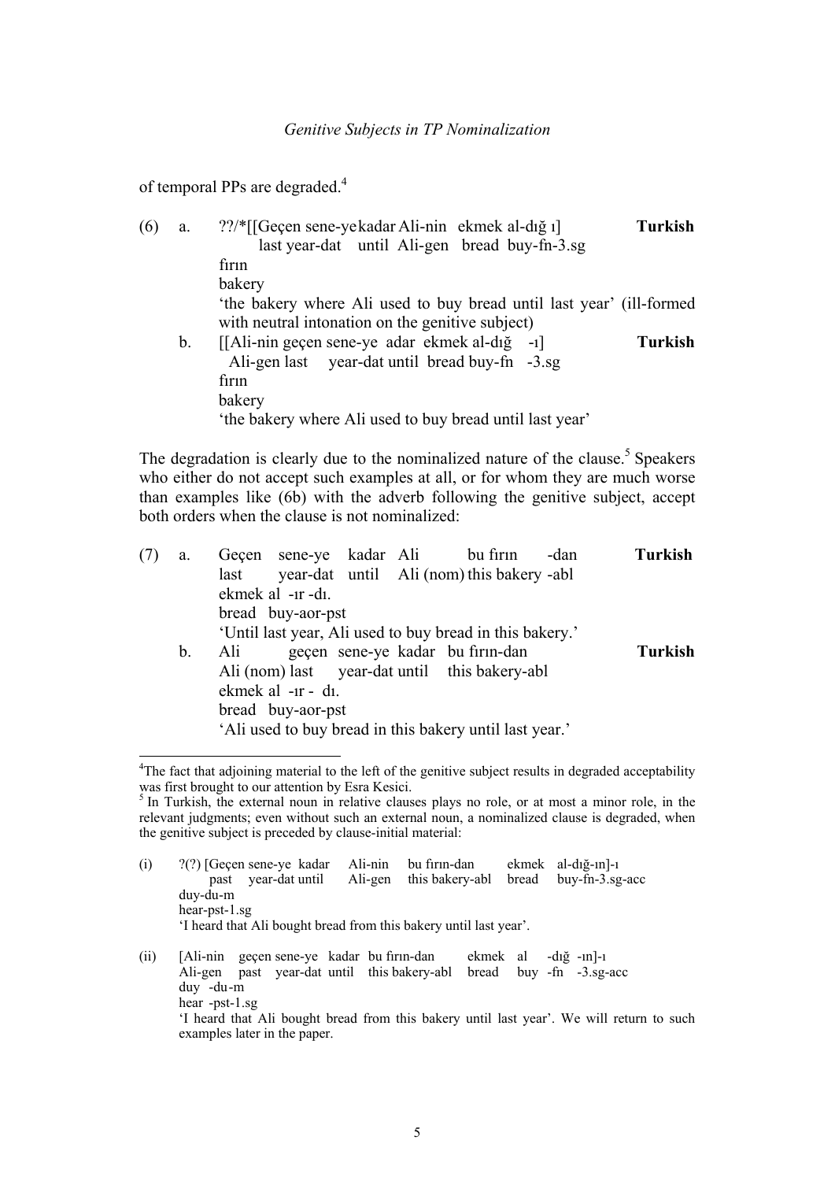of temporal PPs are degraded.[4]

(6) a. ??/*[[Geçen sene-ye kadar Ali-nin ekmek al-dığ ı] **Turkish**
last year-dat until Ali-gen bread buy-fn-3.sg
fırın
bakery
'the bakery where Ali used to buy bread until last year' (ill-formed with neutral intonation on the genitive subject)

b. [[Ali-nin geçen sene-ye adar ekmek al-dığ -ı] **Turkish**
Ali-gen last year-dat until bread buy-fn -3.sg
fırın
bakery
'the bakery where Ali used to buy bread until last year'

The degradation is clearly due to the nominalized nature of the clause.[5] Speakers who either do not accept such examples at all, or for whom they are much worse than examples like (6b) with the adverb following the genitive subject, accept both orders when the clause is not nominalized:

(7) a. Geçen sene-ye kadar Ali bu fırın -dan **Turkish**
last year-dat until Ali (nom) this bakery -abl
ekmek al -ır -dı.
bread buy-aor-pst
'Until last year, Ali used to buy bread in this bakery.'

b. Ali geçen sene-ye kadar bu fırın-dan **Turkish**
Ali (nom) last year-dat until this bakery-abl
ekmek al -ır - dı.
bread buy-aor-pst
'Ali used to buy bread in this bakery until last year.'

---

[4]The fact that adjoining material to the left of the genitive subject results in degraded acceptability was first brought to our attention by Esra Kesici.

[5] In Turkish, the external noun in relative clauses plays no role, or at most a minor role, in the relevant judgments; even without such an external noun, a nominalized clause is degraded, when the genitive subject is preceded by clause-initial material:

(i) ?(?) [Geçen sene-ye kadar Ali-nin bu fırın-dan ekmek al-dığ-ın]-ı
past year-dat until Ali-gen this bakery-abl bread buy-fn-3.sg-acc
duy-du-m
hear-pst-1.sg
'I heard that Ali bought bread from this bakery until last year'.

(ii) [Ali-nin geçen sene-ye kadar bu fırın-dan ekmek al -dığ -ın]-ı
Ali-gen past year-dat until this bakery-abl bread buy -fn -3.sg-acc
duy -du -m
hear -pst-1.sg
'I heard that Ali bought bread from this bakery until last year'. We will return to such examples later in the paper.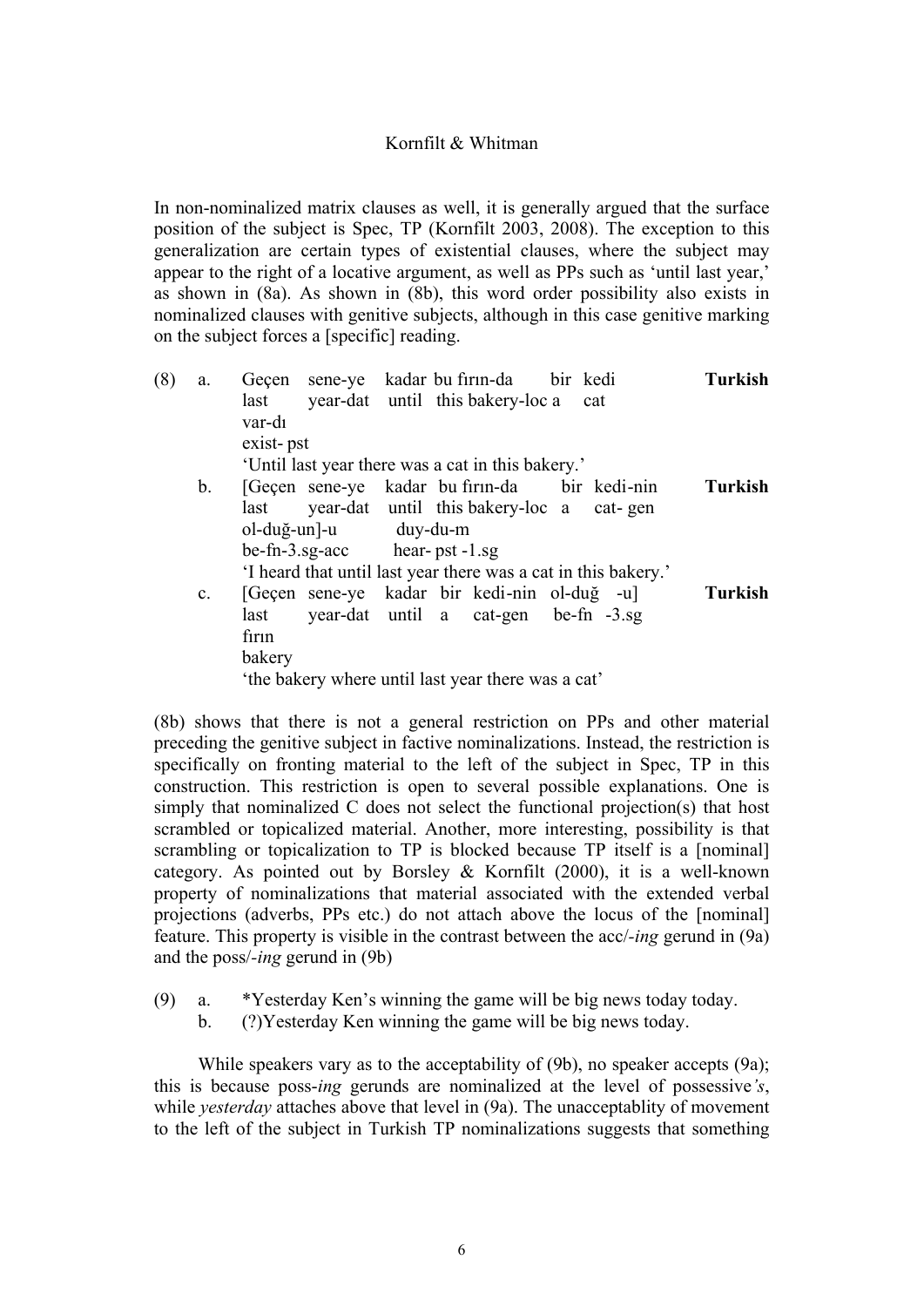In non-nominalized matrix clauses as well, it is generally argued that the surface position of the subject is Spec, TP (Kornfilt 2003, 2008). The exception to this generalization are certain types of existential clauses, where the subject may appear to the right of a locative argument, as well as PPs such as 'until last year,' as shown in (8a). As shown in (8b), this word order possibility also exists in nominalized clauses with genitive subjects, although in this case genitive marking on the subject forces a [specific] reading.

(8) a. Geçen sene-ye kadar bu fırın-da bir kedi var-dı **Turkish**
last year-dat until this bakery-loc a cat exist- pst
'Until last year there was a cat in this bakery.'

b. [Geçen sene-ye kadar bu fırın-da bir kedi-nin ol-duğ-un]-u duy-du-m **Turkish**
last year-dat until this bakery-loc a cat- gen be-fn-3.sg-acc hear- pst -1.sg
'I heard that until last year there was a cat in this bakery.'

c. [Geçen sene-ye kadar bir kedi-nin ol-duğ -u] fırın **Turkish**
last year-dat until a cat-gen be-fn -3.sg bakery
'the bakery where until last year there was a cat'

(8b) shows that there is not a general restriction on PPs and other material preceding the genitive subject in factive nominalizations. Instead, the restriction is specifically on fronting material to the left of the subject in Spec, TP in this construction. This restriction is open to several possible explanations. One is simply that nominalized C does not select the functional projection(s) that host scrambled or topicalized material. Another, more interesting, possibility is that scrambling or topicalization to TP is blocked because TP itself is a [nominal] category. As pointed out by Borsley & Kornfilt (2000), it is a well-known property of nominalizations that material associated with the extended verbal projections (adverbs, PPs etc.) do not attach above the locus of the [nominal] feature. This property is visible in the contrast between the acc/-*ing* gerund in (9a) and the poss/-*ing* gerund in (9b)

(9) a. *Yesterday Ken's winning the game will be big news today today.
b. (?)Yesterday Ken winning the game will be big news today.

While speakers vary as to the acceptability of (9b), no speaker accepts (9a); this is because poss-*ing* gerunds are nominalized at the level of possessive*'s*, while *yesterday* attaches above that level in (9a). The unacceptablity of movement to the left of the subject in Turkish TP nominalizations suggests that something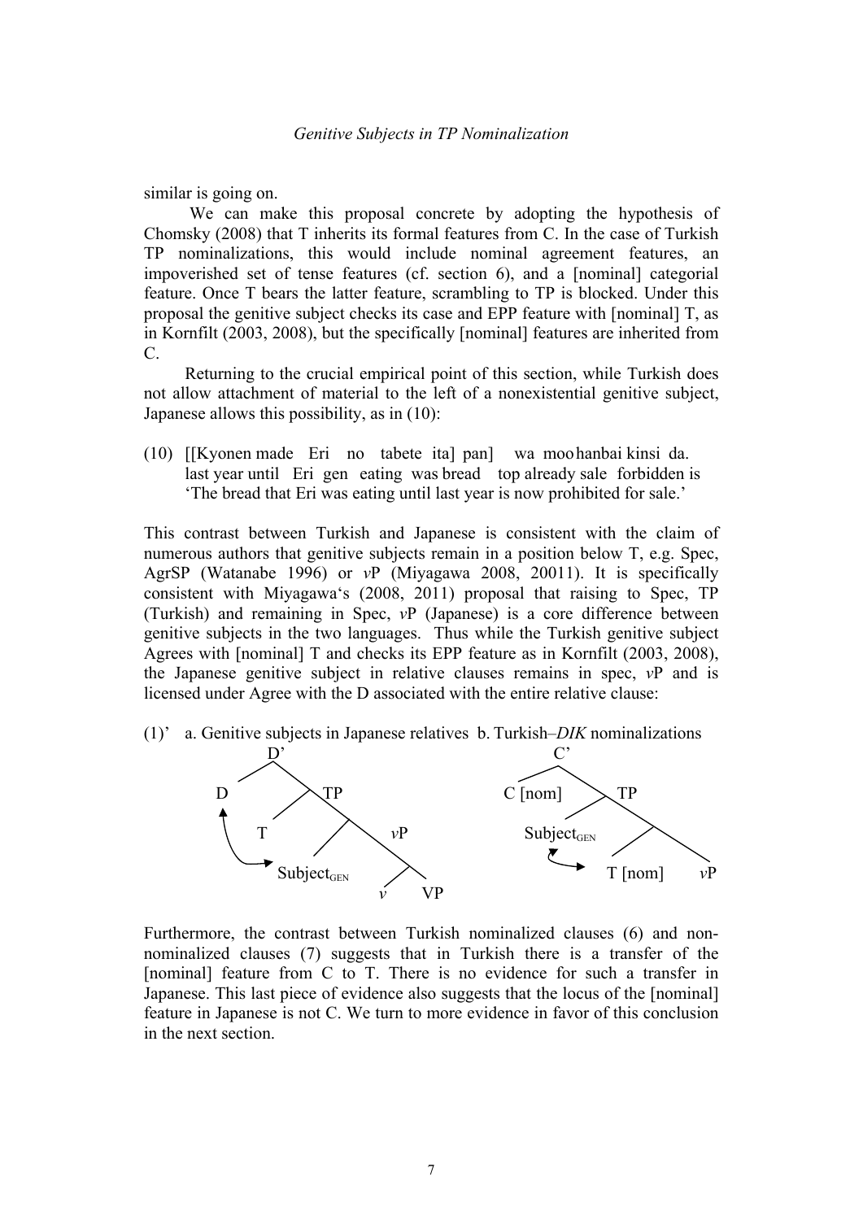similar is going on.

We can make this proposal concrete by adopting the hypothesis of Chomsky (2008) that T inherits its formal features from C. In the case of Turkish TP nominalizations, this would include nominal agreement features, an impoverished set of tense features (cf. section 6), and a [nominal] categorial feature. Once T bears the latter feature, scrambling to TP is blocked. Under this proposal the genitive subject checks its case and EPP feature with [nominal] T, as in Kornfilt (2003, 2008), but the specifically [nominal] features are inherited from C.

Returning to the crucial empirical point of this section, while Turkish does not allow attachment of material to the left of a nonexistential genitive subject, Japanese allows this possibility, as in (10):

(10) [[Kyonen made Eri no tabete ita] pan] wa moo hanbai kinsi da.
 last year until Eri gen eating was bread top already sale forbidden is
 'The bread that Eri was eating until last year is now prohibited for sale.'

This contrast between Turkish and Japanese is consistent with the claim of numerous authors that genitive subjects remain in a position below T, e.g. Spec, AgrSP (Watanabe 1996) or *v*P (Miyagawa 2008, 20011). It is specifically consistent with Miyagawa's (2008, 2011) proposal that raising to Spec, TP (Turkish) and remaining in Spec, *v*P (Japanese) is a core difference between genitive subjects in the two languages. Thus while the Turkish genitive subject Agrees with [nominal] T and checks its EPP feature as in Kornfilt (2003, 2008), the Japanese genitive subject in relative clauses remains in spec, *v*P and is licensed under Agree with the D associated with the entire relative clause:

(1)' a. Genitive subjects in Japanese relatives b. Turkish–*DIK* nominalizations

```
a.        D'                          b.          C'
         /  \                                    /  \
        D    TP                          C [nom]    TP
            /  \                                   /  \
           T    vP                         Subject_GEN  T'
               /  \                                    /  \
     Subject_GEN   v'                            T [nom]   vP
                  /  \
                 v    VP
   (D ↔ Subject_GEN)                   (Subject_GEN ↔ T [nom])
```

Furthermore, the contrast between Turkish nominalized clauses (6) and non-nominalized clauses (7) suggests that in Turkish there is a transfer of the [nominal] feature from C to T. There is no evidence for such a transfer in Japanese. This last piece of evidence also suggests that the locus of the [nominal] feature in Japanese is not C. We turn to more evidence in favor of this conclusion in the next section.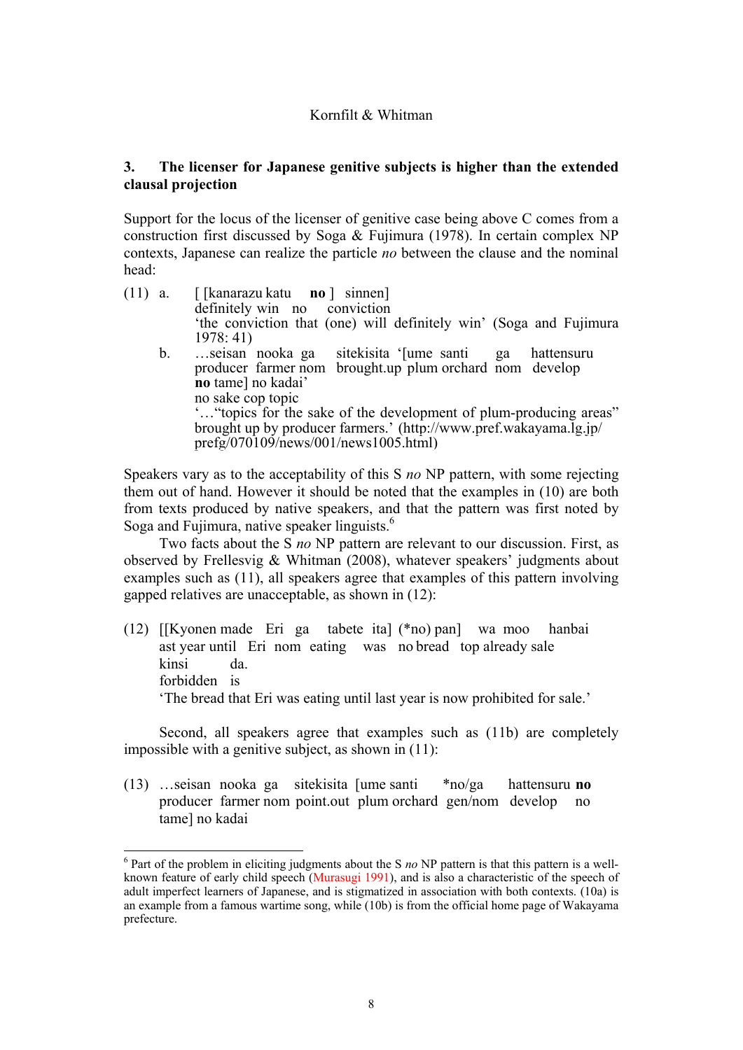## 3. The licenser for Japanese genitive subjects is higher than the extended clausal projection

Support for the locus of the licenser of genitive case being above C comes from a construction first discussed by Soga & Fujimura (1978). In certain complex NP contexts, Japanese can realize the particle *no* between the clause and the nominal head:

(11) a. [ [kanarazu katu **no** ] sinnen]
definitely win no conviction
'the conviction that (one) will definitely win' (Soga and Fujimura 1978: 41)

b. …seisan nooka ga sitekisita '[ume santi ga hattensuru **no** tame] no kadai'
producer farmer nom brought.up plum orchard nom develop no sake cop topic
'…"topics for the sake of the development of plum-producing areas" brought up by producer farmers.' (http://www.pref.wakayama.lg.jp/prefg/070109/news/001/news1005.html)

Speakers vary as to the acceptability of this S *no* NP pattern, with some rejecting them out of hand. However it should be noted that the examples in (10) are both from texts produced by native speakers, and that the pattern was first noted by Soga and Fujimura, native speaker linguists.[6]

Two facts about the S *no* NP pattern are relevant to our discussion. First, as observed by Frellesvig & Whitman (2008), whatever speakers' judgments about examples such as (11), all speakers agree that examples of this pattern involving gapped relatives are unacceptable, as shown in (12):

(12) [[Kyonen made Eri ga tabete ita] (*no) pan] wa moo hanbai kinsi da.
ast year until Eri nom eating was no bread top already sale forbidden is
'The bread that Eri was eating until last year is now prohibited for sale.'

Second, all speakers agree that examples such as (11b) are completely impossible with a genitive subject, as shown in (11):

(13) …seisan nooka ga sitekisita [ume santi *no/ga hattensuru **no** tame] no kadai
producer farmer nom point.out plum orchard gen/nom develop no

[6] Part of the problem in eliciting judgments about the S *no* NP pattern is that this pattern is a well-known feature of early child speech (Murasugi 1991), and is also a characteristic of the speech of adult imperfect learners of Japanese, and is stigmatized in association with both contexts. (10a) is an example from a famous wartime song, while (10b) is from the official home page of Wakayama prefecture.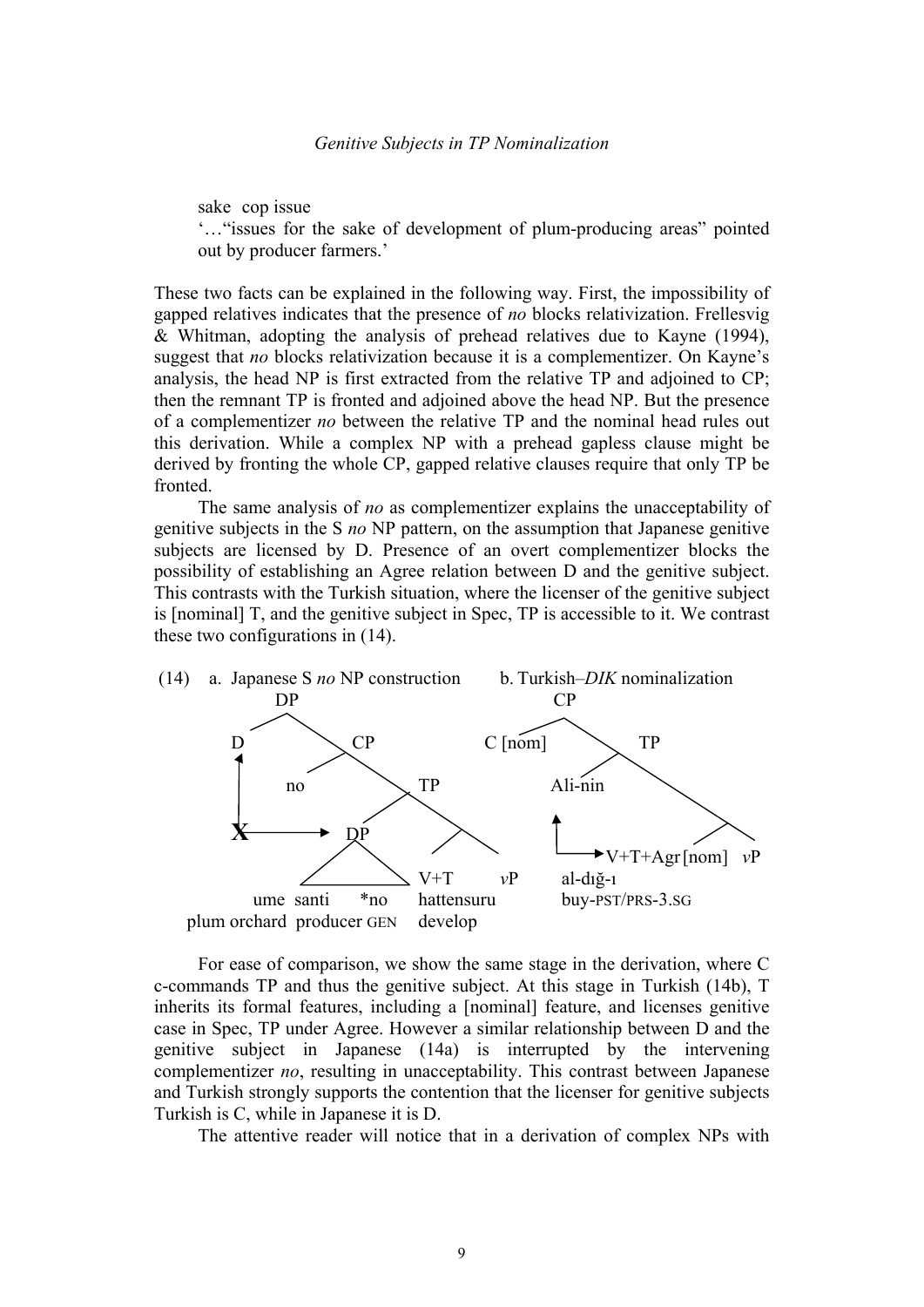sake cop issue
'…"issues for the sake of development of plum-producing areas" pointed out by producer farmers.'

These two facts can be explained in the following way. First, the impossibility of gapped relatives indicates that the presence of *no* blocks relativization. Frellesvig & Whitman, adopting the analysis of prehead relatives due to Kayne (1994), suggest that *no* blocks relativization because it is a complementizer. On Kayne's analysis, the head NP is first extracted from the relative TP and adjoined to CP; then the remnant TP is fronted and adjoined above the head NP. But the presence of a complementizer *no* between the relative TP and the nominal head rules out this derivation. While a complex NP with a prehead gapless clause might be derived by fronting the whole CP, gapped relative clauses require that only TP be fronted.

The same analysis of *no* as complementizer explains the unacceptability of genitive subjects in the S *no* NP pattern, on the assumption that Japanese genitive subjects are licensed by D. Presence of an overt complementizer blocks the possibility of establishing an Agree relation between D and the genitive subject. This contrasts with the Turkish situation, where the licenser of the genitive subject is [nominal] T, and the genitive subject in Spec, TP is accessible to it. We contrast these two configurations in (14).

(14) a. Japanese S *no* NP construction

```
DP
├── D   ←─ X ─→ (blocked Agree with DP)
└── CP
    ├── no
    └── TP
        ├── DP
        │   ume santi *no
        │   plum orchard producer GEN
        └── (T')
            ├── V+T
            │   hattensuru
            │   develop
            └── vP
```

b. Turkish–*DIK* nominalization

```
CP
├── C [nom]
└── TP
    ├── Ali-nin   ←─ (Agree) ─→ V+T+Agr [nom]
    └── (T')
        ├── V+T+Agr [nom]
        │   al-dığ-ı
        │   buy-PST/PRS-3.SG
        └── vP
```

For ease of comparison, we show the same stage in the derivation, where C c-commands TP and thus the genitive subject. At this stage in Turkish (14b), T inherits its formal features, including a [nominal] feature, and licenses genitive case in Spec, TP under Agree. However a similar relationship between D and the genitive subject in Japanese (14a) is interrupted by the intervening complementizer *no*, resulting in unacceptability. This contrast between Japanese and Turkish strongly supports the contention that the licenser for genitive subjects Turkish is C, while in Japanese it is D.

The attentive reader will notice that in a derivation of complex NPs with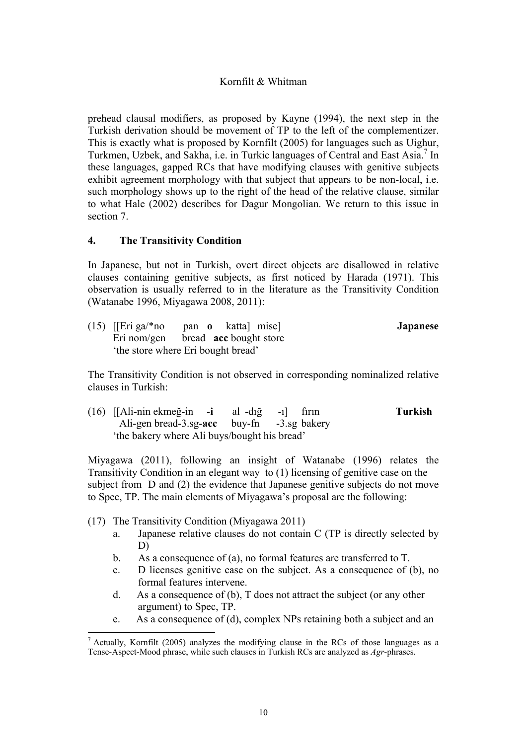prehead clausal modifiers, as proposed by Kayne (1994), the next step in the Turkish derivation should be movement of TP to the left of the complementizer. This is exactly what is proposed by Kornfilt (2005) for languages such as Uighur, Turkmen, Uzbek, and Sakha, i.e. in Turkic languages of Central and East Asia.[7] In these languages, gapped RCs that have modifying clauses with genitive subjects exhibit agreement morphology with that subject that appears to be non-local, i.e. such morphology shows up to the right of the head of the relative clause, similar to what Hale (2002) describes for Dagur Mongolian. We return to this issue in section 7.

## 4. The Transitivity Condition

In Japanese, but not in Turkish, overt direct objects are disallowed in relative clauses containing genitive subjects, as first noticed by Harada (1971). This observation is usually referred to in the literature as the Transitivity Condition (Watanabe 1996, Miyagawa 2008, 2011):

(15) [[Eri ga/*no pan **o** katta] mise] **Japanese**
 Eri nom/gen bread **acc** bought store
 'the store where Eri bought bread'

The Transitivity Condition is not observed in corresponding nominalized relative clauses in Turkish:

(16) [[Ali-nin ekmeğ-in -**i** al -dığ -ı] fırın **Turkish**
 Ali-gen bread-3.sg-**acc** buy-fn -3.sg bakery
 'the bakery where Ali buys/bought his bread'

Miyagawa (2011), following an insight of Watanabe (1996) relates the Transitivity Condition in an elegant way to (1) licensing of genitive case on the subject from D and (2) the evidence that Japanese genitive subjects do not move to Spec, TP. The main elements of Miyagawa's proposal are the following:

(17) The Transitivity Condition (Miyagawa 2011)
 a. Japanese relative clauses do not contain C (TP is directly selected by D)
 b. As a consequence of (a), no formal features are transferred to T.
 c. D licenses genitive case on the subject. As a consequence of (b), no formal features intervene.
 d. As a consequence of (b), T does not attract the subject (or any other argument) to Spec, TP.
 e. As a consequence of (d), complex NPs retaining both a subject and an

[7] Actually, Kornfilt (2005) analyzes the modifying clause in the RCs of those languages as a Tense-Aspect-Mood phrase, while such clauses in Turkish RCs are analyzed as *Agr*-phrases.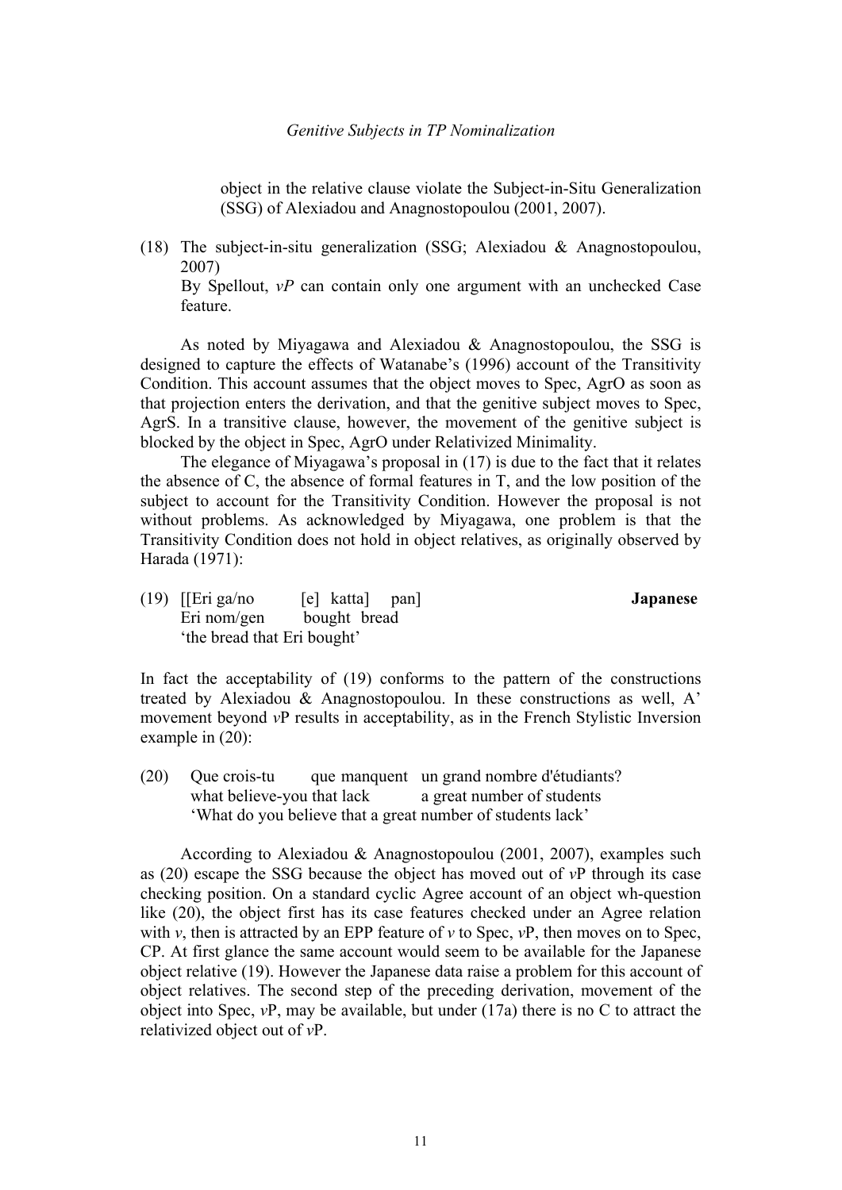object in the relative clause violate the Subject-in-Situ Generalization (SSG) of Alexiadou and Anagnostopoulou (2001, 2007).

(18) The subject-in-situ generalization (SSG; Alexiadou & Anagnostopoulou, 2007)
By Spellout, *vP* can contain only one argument with an unchecked Case feature.

As noted by Miyagawa and Alexiadou & Anagnostopoulou, the SSG is designed to capture the effects of Watanabe's (1996) account of the Transitivity Condition. This account assumes that the object moves to Spec, AgrO as soon as that projection enters the derivation, and that the genitive subject moves to Spec, AgrS. In a transitive clause, however, the movement of the genitive subject is blocked by the object in Spec, AgrO under Relativized Minimality.

The elegance of Miyagawa's proposal in (17) is due to the fact that it relates the absence of C, the absence of formal features in T, and the low position of the subject to account for the Transitivity Condition. However the proposal is not without problems. As acknowledged by Miyagawa, one problem is that the Transitivity Condition does not hold in object relatives, as originally observed by Harada (1971):

(19) [[Eri ga/no [e] katta] pan] **Japanese**
Eri nom/gen bought bread
'the bread that Eri bought'

In fact the acceptability of (19) conforms to the pattern of the constructions treated by Alexiadou & Anagnostopoulou. In these constructions as well, A' movement beyond *v*P results in acceptability, as in the French Stylistic Inversion example in (20):

(20) Que crois-tu que manquent un grand nombre d'étudiants?
what believe-you that lack a great number of students
'What do you believe that a great number of students lack'

According to Alexiadou & Anagnostopoulou (2001, 2007), examples such as (20) escape the SSG because the object has moved out of *v*P through its case checking position. On a standard cyclic Agree account of an object wh-question like (20), the object first has its case features checked under an Agree relation with *v*, then is attracted by an EPP feature of *v* to Spec, *v*P, then moves on to Spec, CP. At first glance the same account would seem to be available for the Japanese object relative (19). However the Japanese data raise a problem for this account of object relatives. The second step of the preceding derivation, movement of the object into Spec, *v*P, may be available, but under (17a) there is no C to attract the relativized object out of *v*P.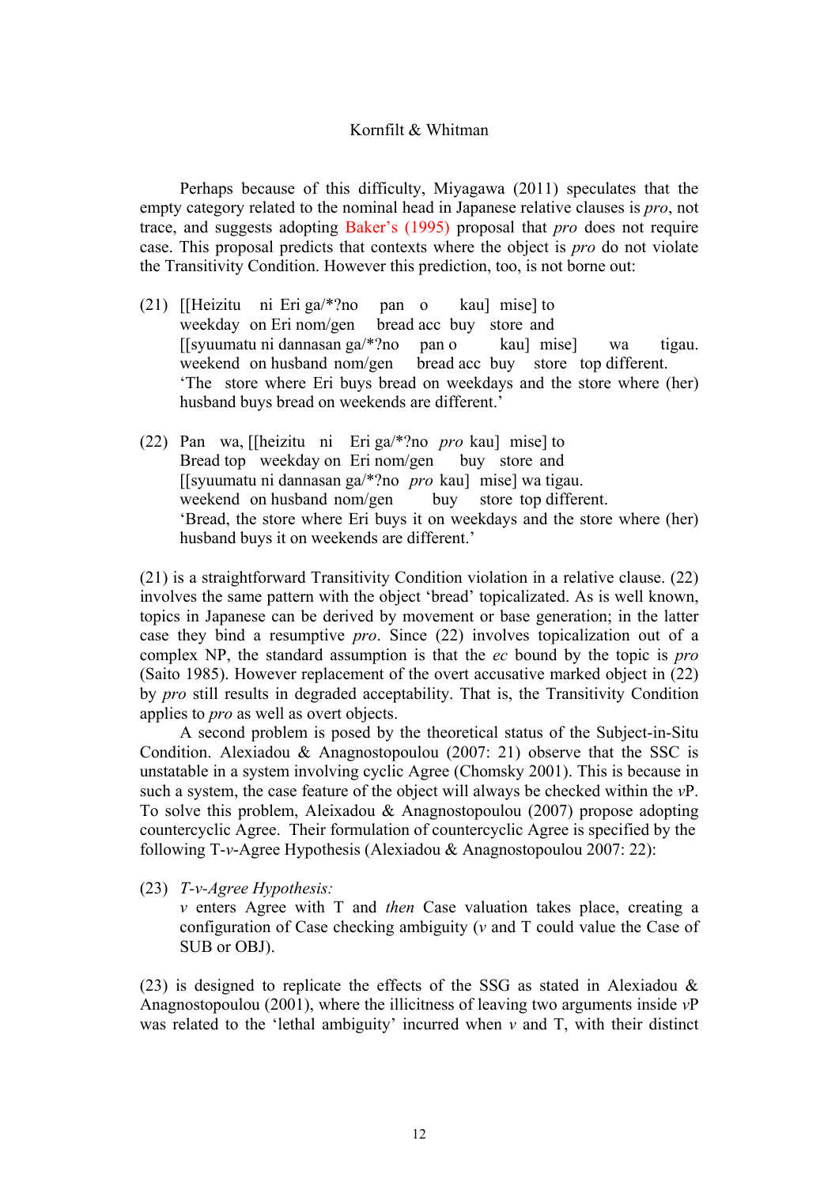Perhaps because of this difficulty, Miyagawa (2011) speculates that the empty category related to the nominal head in Japanese relative clauses is *pro*, not trace, and suggests adopting Baker's (1995) proposal that *pro* does not require case. This proposal predicts that contexts where the object is *pro* do not violate the Transitivity Condition. However this prediction, too, is not borne out:

(21) [[Heizitu ni Eri ga/\*?no pan o kau] mise] to
weekday on Eri nom/gen bread acc buy store and
[[syuumatu ni dannasan ga/\*?no pan o kau] mise] wa tigau.
weekend on husband nom/gen bread acc buy store top different.
'The store where Eri buys bread on weekdays and the store where (her) husband buys bread on weekends are different.'

(22) Pan wa, [[heizitu ni Eri ga/\*?no *pro* kau] mise] to
Bread top weekday on Eri nom/gen buy store and
[[syuumatu ni dannasan ga/\*?no *pro* kau] mise] wa tigau.
weekend on husband nom/gen buy store top different.
'Bread, the store where Eri buys it on weekdays and the store where (her) husband buys it on weekends are different.'

(21) is a straightforward Transitivity Condition violation in a relative clause. (22) involves the same pattern with the object 'bread' topicalizated. As is well known, topics in Japanese can be derived by movement or base generation; in the latter case they bind a resumptive *pro*. Since (22) involves topicalization out of a complex NP, the standard assumption is that the *ec* bound by the topic is *pro* (Saito 1985). However replacement of the overt accusative marked object in (22) by *pro* still results in degraded acceptability. That is, the Transitivity Condition applies to *pro* as well as overt objects.

A second problem is posed by the theoretical status of the Subject-in-Situ Condition. Alexiadou & Anagnostopoulou (2007: 21) observe that the SSC is unstatable in a system involving cyclic Agree (Chomsky 2001). This is because in such a system, the case feature of the object will always be checked within the *v*P. To solve this problem, Aleixadou & Anagnostopoulou (2007) propose adopting countercyclic Agree. Their formulation of countercyclic Agree is specified by the following T-*v*-Agree Hypothesis (Alexiadou & Anagnostopoulou 2007: 22):

(23) *T-v-Agree Hypothesis:*
*v* enters Agree with T and *then* Case valuation takes place, creating a configuration of Case checking ambiguity (*v* and T could value the Case of SUB or OBJ).

(23) is designed to replicate the effects of the SSG as stated in Alexiadou & Anagnostopoulou (2001), where the illicitness of leaving two arguments inside *v*P was related to the 'lethal ambiguity' incurred when *v* and T, with their distinct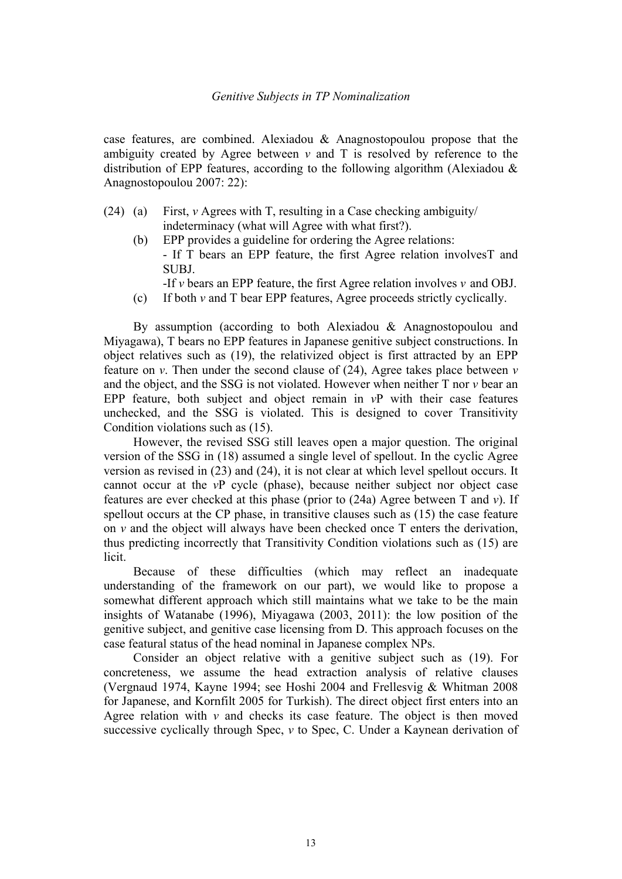case features, are combined. Alexiadou & Anagnostopoulou propose that the ambiguity created by Agree between *v* and T is resolved by reference to the distribution of EPP features, according to the following algorithm (Alexiadou & Anagnostopoulou 2007: 22):

(24) (a) First, *v* Agrees with T, resulting in a Case checking ambiguity/ indeterminacy (what will Agree with what first?).
  (b) EPP provides a guideline for ordering the Agree relations:
  - If T bears an EPP feature, the first Agree relation involvesT and SUBJ.
  -If *v* bears an EPP feature, the first Agree relation involves *v* and OBJ.
  (c) If both *v* and T bear EPP features, Agree proceeds strictly cyclically.

By assumption (according to both Alexiadou & Anagnostopoulou and Miyagawa), T bears no EPP features in Japanese genitive subject constructions. In object relatives such as (19), the relativized object is first attracted by an EPP feature on *v*. Then under the second clause of (24), Agree takes place between *v* and the object, and the SSG is not violated. However when neither T nor *v* bear an EPP feature, both subject and object remain in *v*P with their case features unchecked, and the SSG is violated. This is designed to cover Transitivity Condition violations such as (15).

However, the revised SSG still leaves open a major question. The original version of the SSG in (18) assumed a single level of spellout. In the cyclic Agree version as revised in (23) and (24), it is not clear at which level spellout occurs. It cannot occur at the *v*P cycle (phase), because neither subject nor object case features are ever checked at this phase (prior to (24a) Agree between T and *v*). If spellout occurs at the CP phase, in transitive clauses such as (15) the case feature on *v* and the object will always have been checked once T enters the derivation, thus predicting incorrectly that Transitivity Condition violations such as (15) are licit.

Because of these difficulties (which may reflect an inadequate understanding of the framework on our part), we would like to propose a somewhat different approach which still maintains what we take to be the main insights of Watanabe (1996), Miyagawa (2003, 2011): the low position of the genitive subject, and genitive case licensing from D. This approach focuses on the case featural status of the head nominal in Japanese complex NPs.

Consider an object relative with a genitive subject such as (19). For concreteness, we assume the head extraction analysis of relative clauses (Vergnaud 1974, Kayne 1994; see Hoshi 2004 and Frellesvig & Whitman 2008 for Japanese, and Kornfilt 2005 for Turkish). The direct object first enters into an Agree relation with *v* and checks its case feature. The object is then moved successive cyclically through Spec, *v* to Spec, C. Under a Kaynean derivation of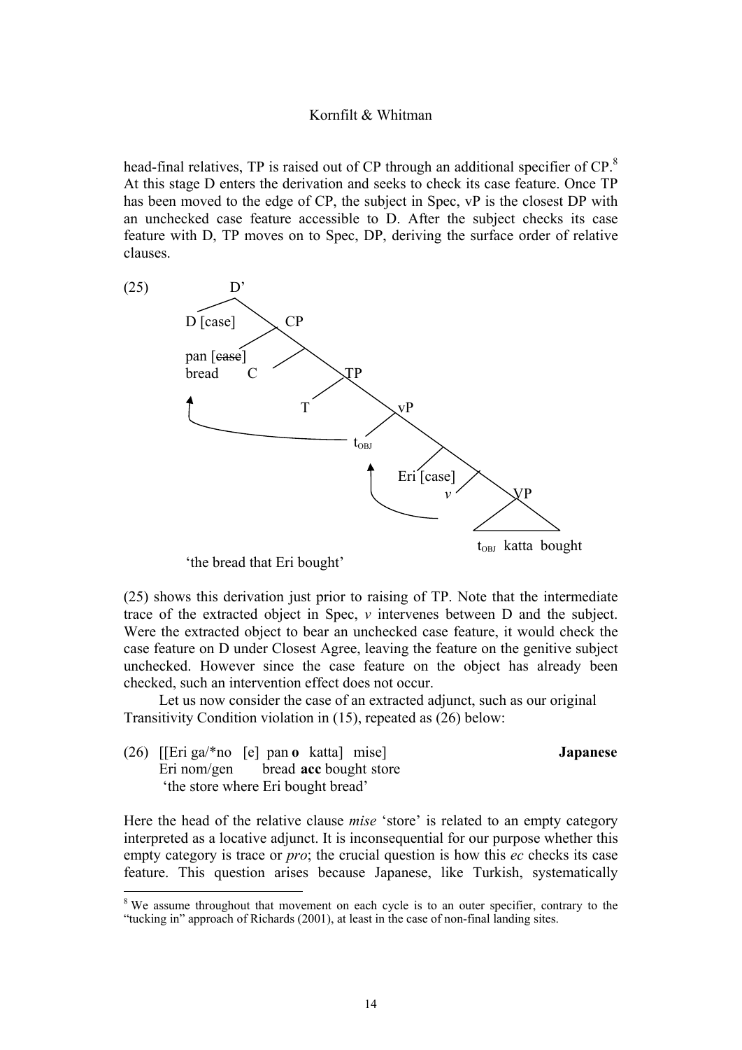head-final relatives, TP is raised out of CP through an additional specifier of CP.[8] At this stage D enters the derivation and seeks to check its case feature. Once TP has been moved to the edge of CP, the subject in Spec, vP is the closest DP with an unchecked case feature accessible to D. After the subject checks its case feature with D, TP moves on to Spec, DP, deriving the surface order of relative clauses.

(25)

```
D'
├── D [case]
└── CP
    ├── pan [~~case~~] bread
    └── C'
        ├── C
        └── TP
            ├── T
            └── vP
                ├── t_OBJ
                └── v'
                    ├── Eri [case]
                    └── v'
                        ├── v
                        └── VP
                            t_OBJ katta bought
```

'the bread that Eri bought'

(25) shows this derivation just prior to raising of TP. Note that the intermediate trace of the extracted object in Spec, *v* intervenes between D and the subject. Were the extracted object to bear an unchecked case feature, it would check the case feature on D under Closest Agree, leaving the feature on the genitive subject unchecked. However since the case feature on the object has already been checked, such an intervention effect does not occur.

Let us now consider the case of an extracted adjunct, such as our original Transitivity Condition violation in (15), repeated as (26) below:

(26) [[Eri ga/*no [e] pan **o** katta] mise] **Japanese**
Eri nom/gen bread **acc** bought store
'the store where Eri bought bread'

Here the head of the relative clause *mise* 'store' is related to an empty category interpreted as a locative adjunct. It is inconsequential for our purpose whether this empty category is trace or *pro*; the crucial question is how this *ec* checks its case feature. This question arises because Japanese, like Turkish, systematically

[8] We assume throughout that movement on each cycle is to an outer specifier, contrary to the "tucking in" approach of Richards (2001), at least in the case of non-final landing sites.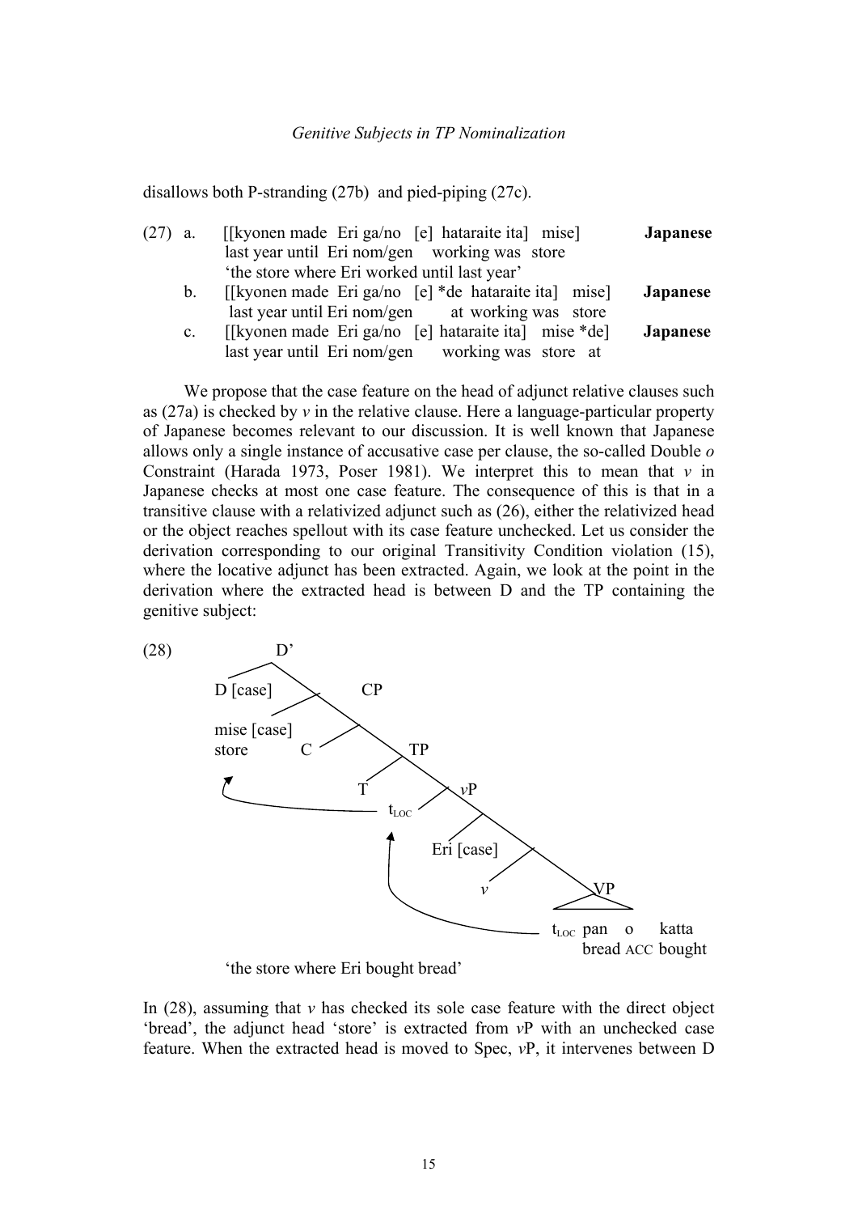disallows both P-stranding (27b) and pied-piping (27c).

(27) a. [[kyonen made Eri ga/no [e] hataraite ita] mise] **Japanese**
last year until Eri nom/gen working was store
'the store where Eri worked until last year'

b. [[kyonen made Eri ga/no [e] *de hataraite ita] mise] **Japanese**
last year until Eri nom/gen at working was store

c. [[kyonen made Eri ga/no [e] hataraite ita] mise *de] **Japanese**
last year until Eri nom/gen working was store at

We propose that the case feature on the head of adjunct relative clauses such as (27a) is checked by *v* in the relative clause. Here a language-particular property of Japanese becomes relevant to our discussion. It is well known that Japanese allows only a single instance of accusative case per clause, the so-called Double *o* Constraint (Harada 1973, Poser 1981). We interpret this to mean that *v* in Japanese checks at most one case feature. The consequence of this is that in a transitive clause with a relativized adjunct such as (26), either the relativized head or the object reaches spellout with its case feature unchecked. Let us consider the derivation corresponding to our original Transitivity Condition violation (15), where the locative adjunct has been extracted. Again, we look at the point in the derivation where the extracted head is between D and the TP containing the genitive subject:

(28)

```
D'
├── D [case]
└── CP
    ├── mise [case] (store)
    └── C'
        ├── C
        └── TP
            ├── T
            └── vP
                ├── t_LOC
                └── v'
                    ├── Eri [case]
                    └── v'
                        ├── v
                        └── VP
                            t_LOC pan o katta
                                  bread ACC bought
```

'the store where Eri bought bread'

In (28), assuming that *v* has checked its sole case feature with the direct object 'bread', the adjunct head 'store' is extracted from *v*P with an unchecked case feature. When the extracted head is moved to Spec, *v*P, it intervenes between D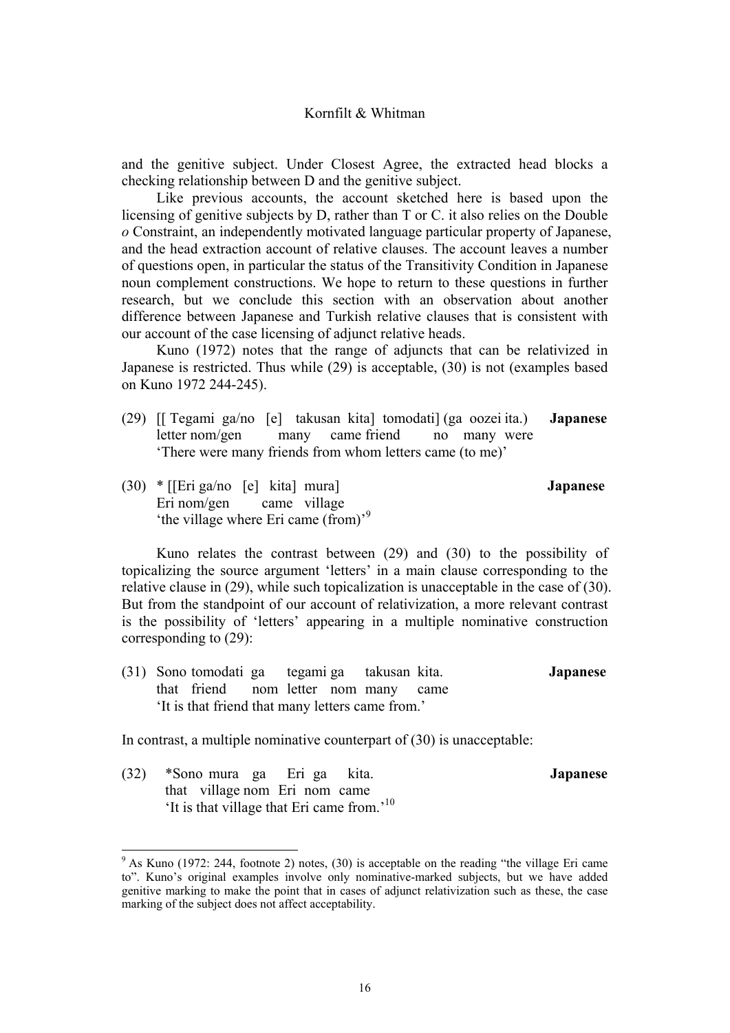and the genitive subject. Under Closest Agree, the extracted head blocks a checking relationship between D and the genitive subject.

Like previous accounts, the account sketched here is based upon the licensing of genitive subjects by D, rather than T or C. it also relies on the Double *o* Constraint, an independently motivated language particular property of Japanese, and the head extraction account of relative clauses. The account leaves a number of questions open, in particular the status of the Transitivity Condition in Japanese noun complement constructions. We hope to return to these questions in further research, but we conclude this section with an observation about another difference between Japanese and Turkish relative clauses that is consistent with our account of the case licensing of adjunct relative heads.

Kuno (1972) notes that the range of adjuncts that can be relativized in Japanese is restricted. Thus while (29) is acceptable, (30) is not (examples based on Kuno 1972 244-245).

(29) [[ Tegami ga/no [e] takusan kita] tomodati] (ga oozei ita.) **Japanese**
letter nom/gen many came friend no many were
'There were many friends from whom letters came (to me)'

(30) * [[Eri ga/no [e] kita] mura] **Japanese**
Eri nom/gen came village
'the village where Eri came (from)'[9]

Kuno relates the contrast between (29) and (30) to the possibility of topicalizing the source argument 'letters' in a main clause corresponding to the relative clause in (29), while such topicalization is unacceptable in the case of (30). But from the standpoint of our account of relativization, a more relevant contrast is the possibility of 'letters' appearing in a multiple nominative construction corresponding to (29):

(31) Sono tomodati ga tegami ga takusan kita. **Japanese**
that friend nom letter nom many came
'It is that friend that many letters came from.'

In contrast, a multiple nominative counterpart of (30) is unacceptable:

(32) *Sono mura ga Eri ga kita. **Japanese**
that village nom Eri nom came
'It is that village that Eri came from.'[10]

[9] As Kuno (1972: 244, footnote 2) notes, (30) is acceptable on the reading "the village Eri came to". Kuno's original examples involve only nominative-marked subjects, but we have added genitive marking to make the point that in cases of adjunct relativization such as these, the case marking of the subject does not affect acceptability.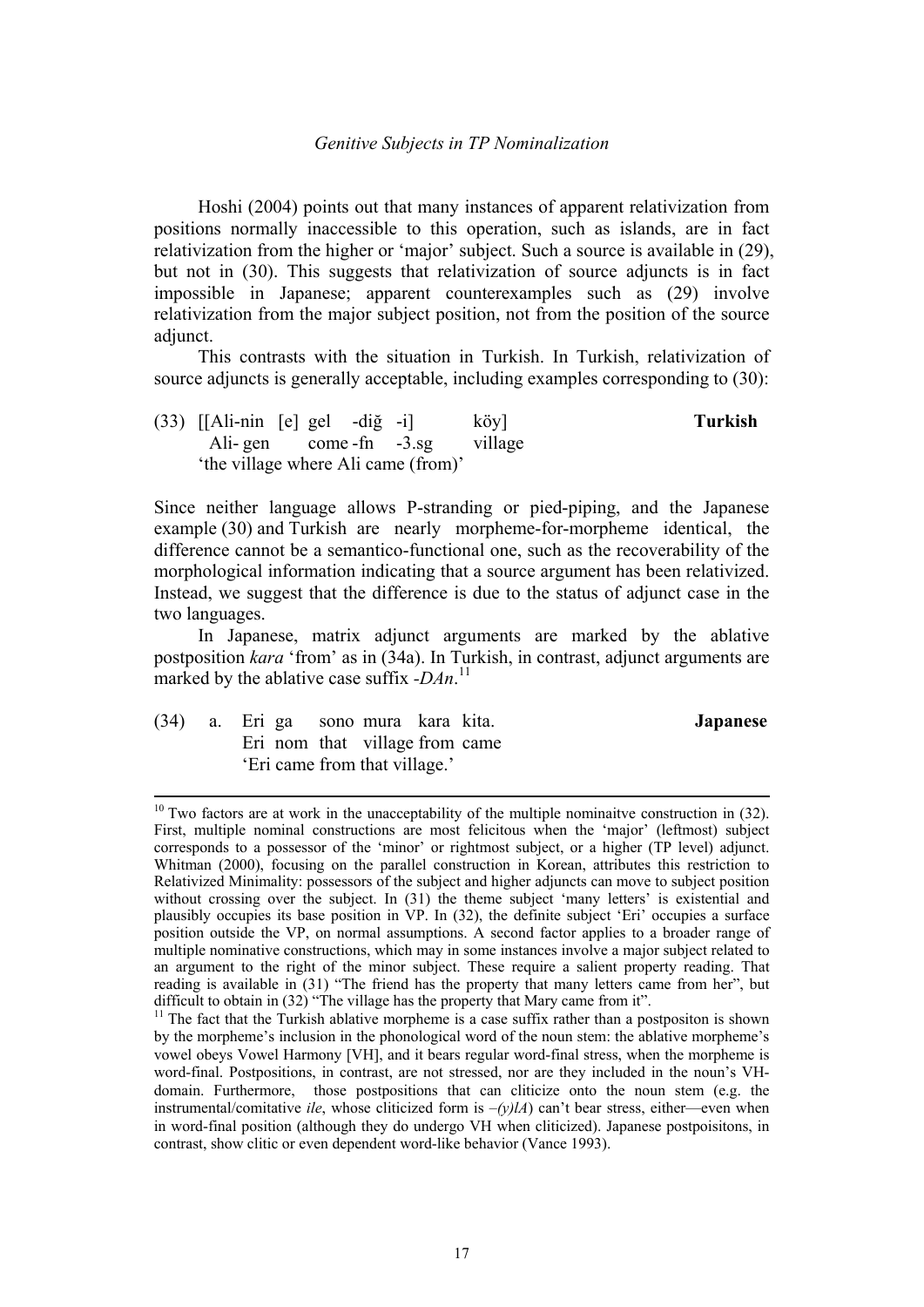Hoshi (2004) points out that many instances of apparent relativization from positions normally inaccessible to this operation, such as islands, are in fact relativization from the higher or 'major' subject. Such a source is available in (29), but not in (30). This suggests that relativization of source adjuncts is in fact impossible in Japanese; apparent counterexamples such as (29) involve relativization from the major subject position, not from the position of the source adjunct.

This contrasts with the situation in Turkish. In Turkish, relativization of source adjuncts is generally acceptable, including examples corresponding to (30):

(33) [[Ali-nin [e] gel -diğ -i] köy] **Turkish**
Ali- gen come -fn -3.sg village
'the village where Ali came (from)'

Since neither language allows P-stranding or pied-piping, and the Japanese example (30) and Turkish are nearly morpheme-for-morpheme identical, the difference cannot be a semantico-functional one, such as the recoverability of the morphological information indicating that a source argument has been relativized. Instead, we suggest that the difference is due to the status of adjunct case in the two languages.

In Japanese, matrix adjunct arguments are marked by the ablative postposition *kara* 'from' as in (34a). In Turkish, in contrast, adjunct arguments are marked by the ablative case suffix *-DAn*.[11]

(34) a. Eri ga sono mura kara kita. **Japanese**
Eri nom that village from came
'Eri came from that village.'

---

[10] Two factors are at work in the unacceptability of the multiple nominaitve construction in (32). First, multiple nominal constructions are most felicitous when the 'major' (leftmost) subject corresponds to a possessor of the 'minor' or rightmost subject, or a higher (TP level) adjunct. Whitman (2000), focusing on the parallel construction in Korean, attributes this restriction to Relativized Minimality: possessors of the subject and higher adjuncts can move to subject position without crossing over the subject. In (31) the theme subject 'many letters' is existential and plausibly occupies its base position in VP. In (32), the definite subject 'Eri' occupies a surface position outside the VP, on normal assumptions. A second factor applies to a broader range of multiple nominative constructions, which may in some instances involve a major subject related to an argument to the right of the minor subject. These require a salient property reading. That reading is available in (31) "The friend has the property that many letters came from her", but difficult to obtain in (32) "The village has the property that Mary came from it".

[11] The fact that the Turkish ablative morpheme is a case suffix rather than a postpositon is shown by the morpheme's inclusion in the phonological word of the noun stem: the ablative morpheme's vowel obeys Vowel Harmony [VH], and it bears regular word-final stress, when the morpheme is word-final. Postpositions, in contrast, are not stressed, nor are they included in the noun's VH-domain. Furthermore, those postpositions that can cliticize onto the noun stem (e.g. the instrumental/comitative *ile*, whose cliticized form is *–(y)lA*) can't bear stress, either—even when in word-final position (although they do undergo VH when cliticized). Japanese postpoisitons, in contrast, show clitic or even dependent word-like behavior (Vance 1993).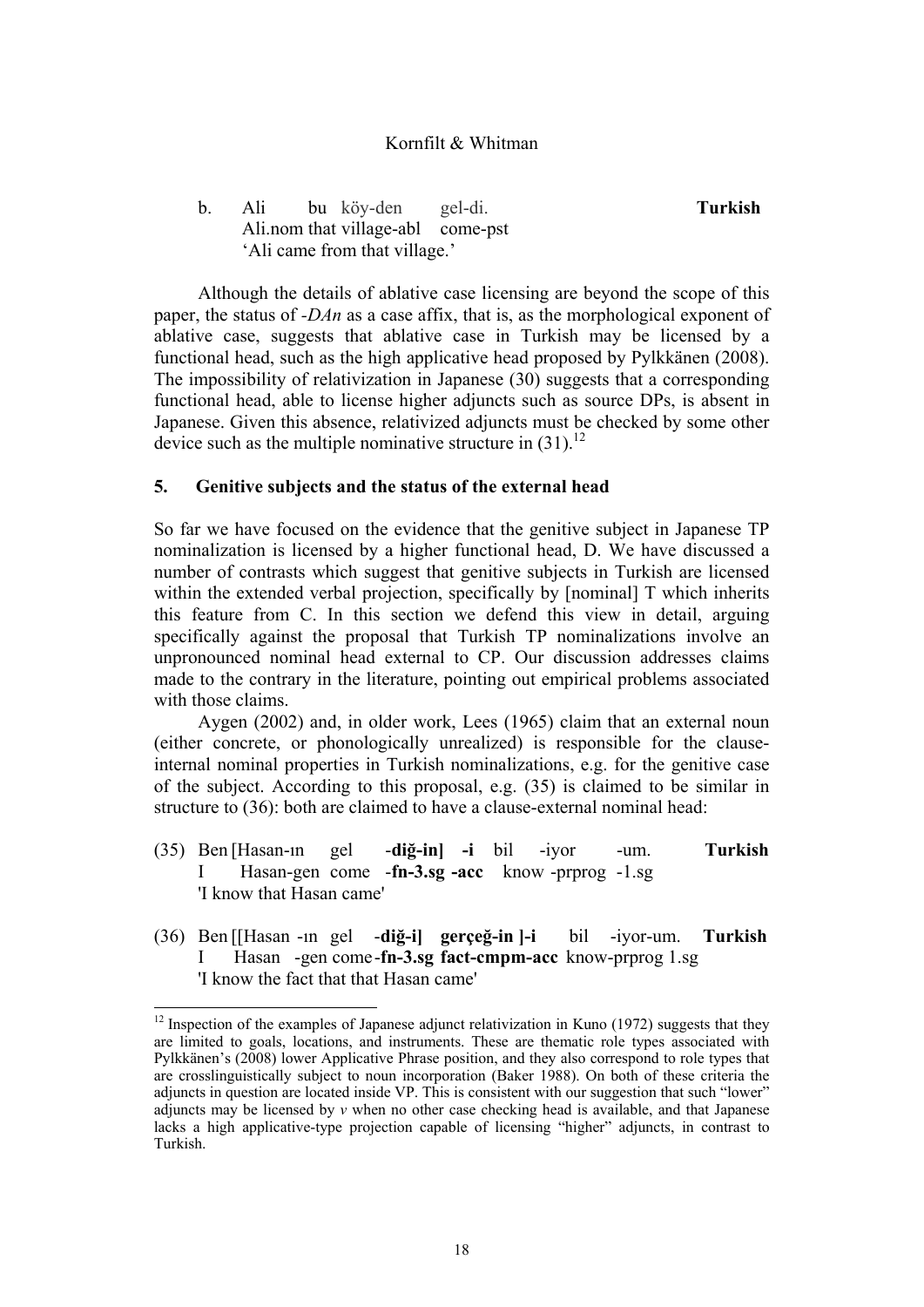b. Ali bu köy-den gel-di. **Turkish**
   Ali.nom that village-abl come-pst
   'Ali came from that village.'

Although the details of ablative case licensing are beyond the scope of this paper, the status of *-DAn* as a case affix, that is, as the morphological exponent of ablative case, suggests that ablative case in Turkish may be licensed by a functional head, such as the high applicative head proposed by Pylkkänen (2008). The impossibility of relativization in Japanese (30) suggests that a corresponding functional head, able to license higher adjuncts such as source DPs, is absent in Japanese. Given this absence, relativized adjuncts must be checked by some other device such as the multiple nominative structure in (31).[12]

## 5. Genitive subjects and the status of the external head

So far we have focused on the evidence that the genitive subject in Japanese TP nominalization is licensed by a higher functional head, D. We have discussed a number of contrasts which suggest that genitive subjects in Turkish are licensed within the extended verbal projection, specifically by [nominal] T which inherits this feature from C. In this section we defend this view in detail, arguing specifically against the proposal that Turkish TP nominalizations involve an unpronounced nominal head external to CP. Our discussion addresses claims made to the contrary in the literature, pointing out empirical problems associated with those claims.

Aygen (2002) and, in older work, Lees (1965) claim that an external noun (either concrete, or phonologically unrealized) is responsible for the clause-internal nominal properties in Turkish nominalizations, e.g. for the genitive case of the subject. According to this proposal, e.g. (35) is claimed to be similar in structure to (36): both are claimed to have a clause-external nominal head:

(35) Ben [Hasan-ın gel -**diğ-in] -i** bil -iyor -um. **Turkish**
     I Hasan-gen come -**fn-3.sg -acc** know -prprog -1.sg
     'I know that Hasan came'

(36) Ben [[Hasan -ın gel -**diğ-i] gerçeğ-in ]-i** bil -iyor-um. **Turkish**
     I Hasan -gen come -**fn-3.sg fact-cmpm-acc** know-prprog 1.sg
     'I know the fact that that Hasan came'

[12] Inspection of the examples of Japanese adjunct relativization in Kuno (1972) suggests that they are limited to goals, locations, and instruments. These are thematic role types associated with Pylkkänen's (2008) lower Applicative Phrase position, and they also correspond to role types that are crosslinguistically subject to noun incorporation (Baker 1988). On both of these criteria the adjuncts in question are located inside VP. This is consistent with our suggestion that such "lower" adjuncts may be licensed by *v* when no other case checking head is available, and that Japanese lacks a high applicative-type projection capable of licensing "higher" adjuncts, in contrast to Turkish.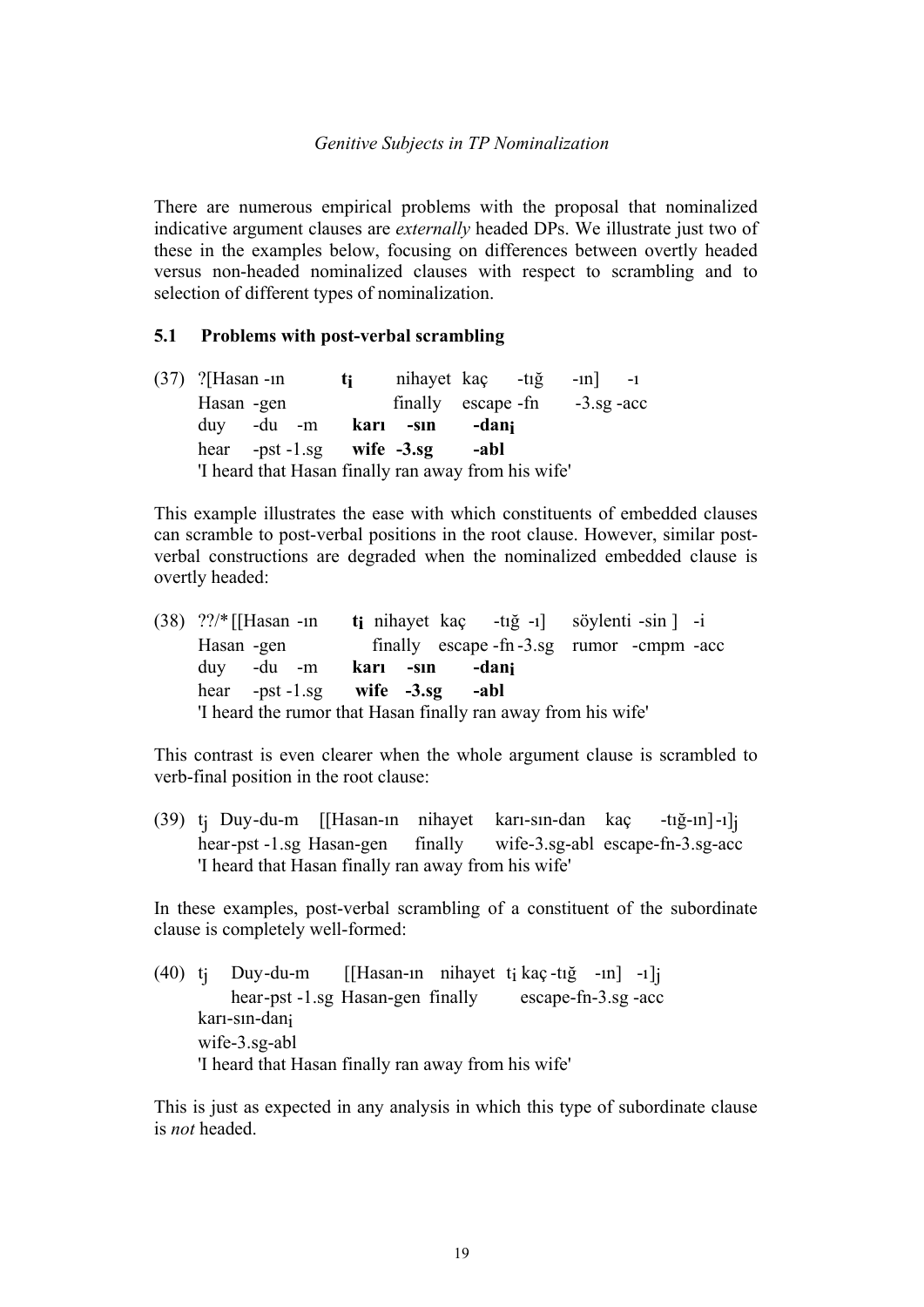There are numerous empirical problems with the proposal that nominalized indicative argument clauses are *externally* headed DPs. We illustrate just two of these in the examples below, focusing on differences between overtly headed versus non-headed nominalized clauses with respect to scrambling and to selection of different types of nominalization.

### 5.1 Problems with post-verbal scrambling

(37) ?[Hasan -ın **t$_i$** nihayet kaç -tığ -ın] -ı
Hasan -gen finally escape -fn -3.sg -acc
duy -du -m **karı -sın -dan$_i$**
hear -pst -1.sg **wife -3.sg -abl**
'I heard that Hasan finally ran away from his wife'

This example illustrates the ease with which constituents of embedded clauses can scramble to post-verbal positions in the root clause. However, similar post-verbal constructions are degraded when the nominalized embedded clause is overtly headed:

(38) ??/* [[Hasan -ın **t$_i$** nihayet kaç -tığ -ı] söylenti -sin ] -i
Hasan -gen finally escape -fn -3.sg rumor -cmpm -acc
duy -du -m **karı -sın -dan$_i$**
hear -pst -1.sg **wife -3.sg -abl**
'I heard the rumor that Hasan finally ran away from his wife'

This contrast is even clearer when the whole argument clause is scrambled to verb-final position in the root clause:

(39) t$_j$ Duy-du-m [[Hasan-ın nihayet karı-sın-dan kaç -tığ-ın] -ı]$_j$
hear-pst -1.sg Hasan-gen finally wife-3.sg-abl escape-fn-3.sg-acc
'I heard that Hasan finally ran away from his wife'

In these examples, post-verbal scrambling of a constituent of the subordinate clause is completely well-formed:

(40) t$_j$ Duy-du-m [[Hasan-ın nihayet t$_i$ kaç -tığ -ın] -ı]$_j$
hear-pst -1.sg Hasan-gen finally escape-fn-3.sg -acc
karı-sın-dan$_i$
wife-3.sg-abl
'I heard that Hasan finally ran away from his wife'

This is just as expected in any analysis in which this type of subordinate clause is *not* headed.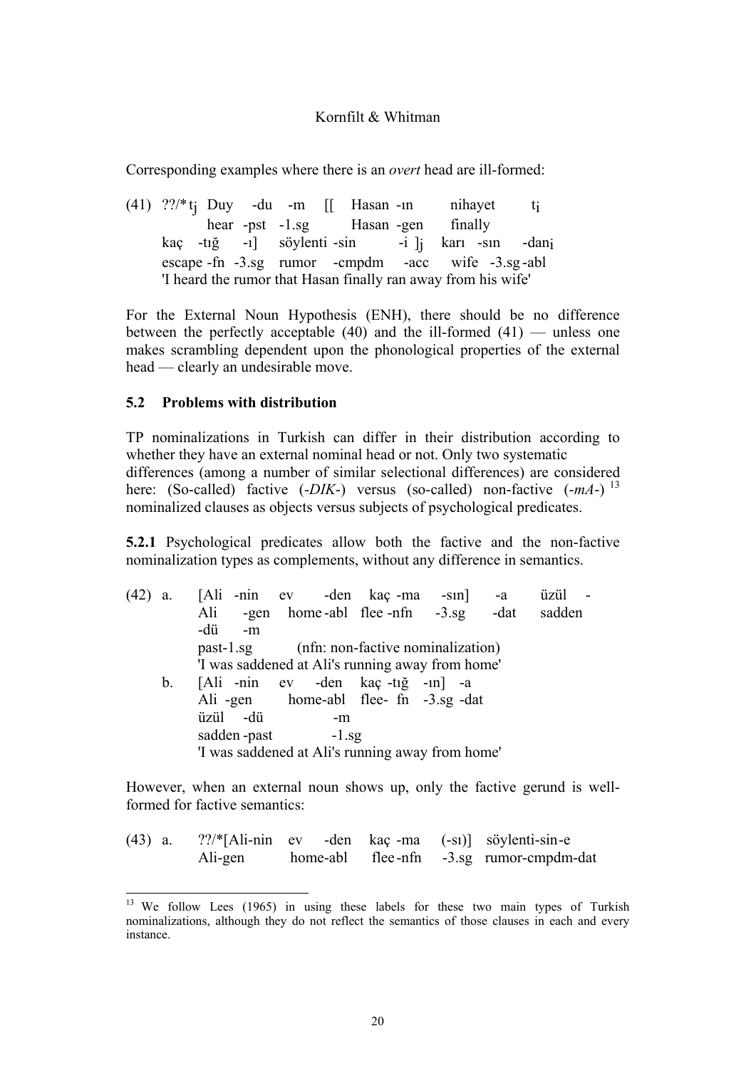Corresponding examples where there is an *overt* head are ill-formed:

(41) ??/* $t_j$ Duy -du -m [[ Hasan -ın nihayet $t_i$
hear -pst -1.sg Hasan -gen finally
kaç -tığ -ı] söylenti -sin -i $]_j$ karı -sın -dan$_i$
escape -fn -3.sg rumor -cmpdm -acc wife -3.sg -abl
'I heard the rumor that Hasan finally ran away from his wife'

For the External Noun Hypothesis (ENH), there should be no difference between the perfectly acceptable (40) and the ill-formed (41) — unless one makes scrambling dependent upon the phonological properties of the external head — clearly an undesirable move.

### 5.2 Problems with distribution

TP nominalizations in Turkish can differ in their distribution according to whether they have an external nominal head or not. Only two systematic differences (among a number of similar selectional differences) are considered here: (So-called) factive (*-DIK-*) versus (so-called) non-factive (*-mA-*) [13] nominalized clauses as objects versus subjects of psychological predicates.

**5.2.1** Psychological predicates allow both the factive and the non-factive nominalization types as complements, without any difference in semantics.

(42) a. [Ali -nin ev -den kaç -ma -sın] -a üzül -dü -m
Ali -gen home -abl flee -nfn -3.sg -dat sadden past-1.sg (nfn: non-factive nominalization)
'I was saddened at Ali's running away from home'

b. [Ali -nin ev -den kaç -tığ -ın] -a üzül -dü -m
Ali -gen home-abl flee- fn -3.sg -dat sadden -past -1.sg
'I was saddened at Ali's running away from home'

However, when an external noun shows up, only the factive gerund is well-formed for factive semantics:

(43) a. ??/*[Ali-nin ev -den kaç -ma (-sı)] söylenti-sin-e
Ali-gen home-abl flee -nfn -3.sg rumor-cmpdm-dat

---

[13] We follow Lees (1965) in using these labels for these two main types of Turkish nominalizations, although they do not reflect the semantics of those clauses in each and every instance.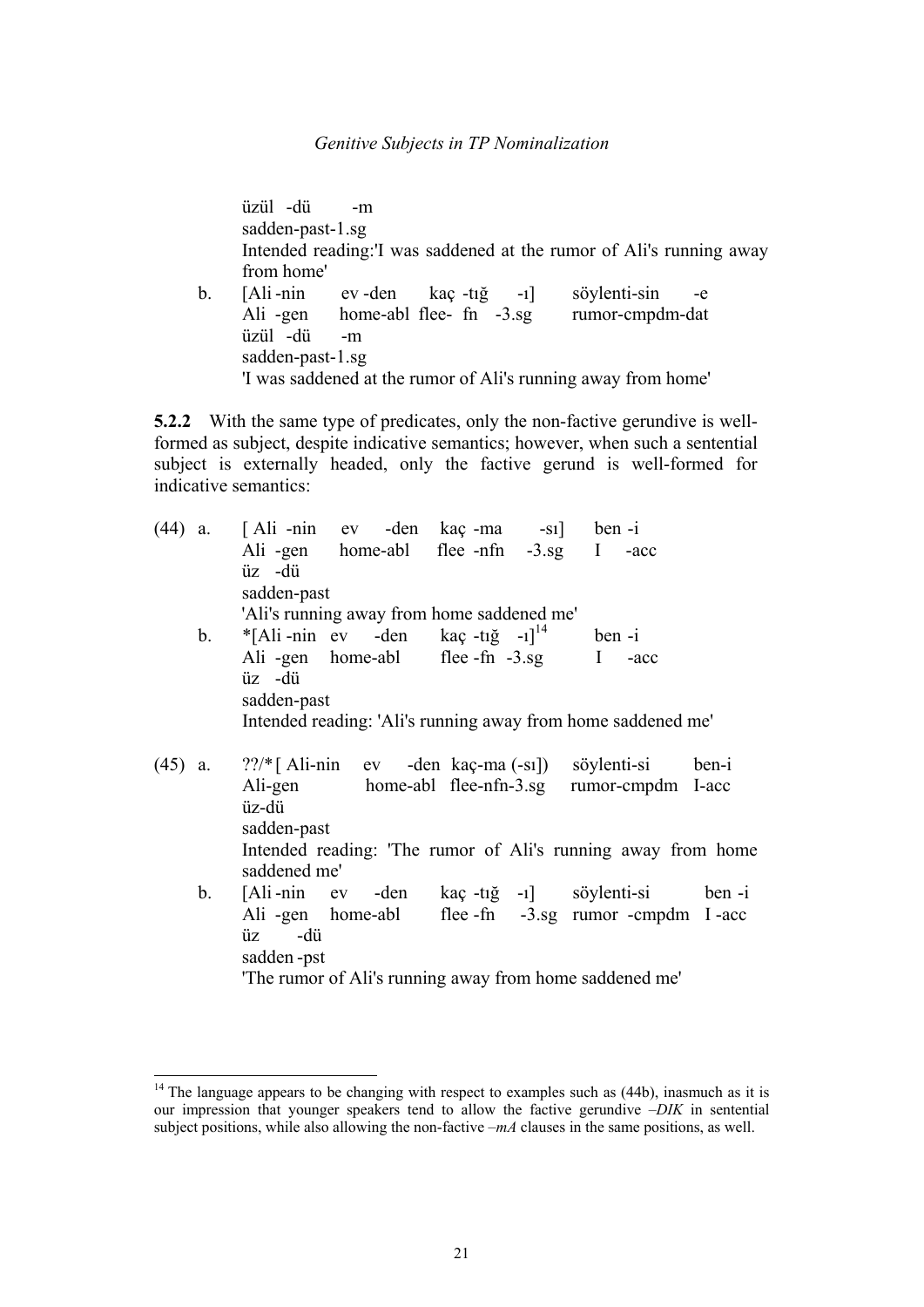üzül -dü -m
sadden-past-1.sg
Intended reading:'I was saddened at the rumor of Ali's running away from home'

b. [Ali -nin ev -den kaç -tığ -ı] söylenti-sin -e
Ali -gen home-abl flee- fn -3.sg rumor-cmpdm-dat
üzül -dü -m
sadden-past-1.sg
'I was saddened at the rumor of Ali's running away from home'

**5.2.2** With the same type of predicates, only the non-factive gerundive is well-formed as subject, despite indicative semantics; however, when such a sentential subject is externally headed, only the factive gerund is well-formed for indicative semantics:

(44) a. [ Ali -nin ev -den kaç -ma -sı] ben -i
Ali -gen home-abl flee -nfn -3.sg I -acc
üz -dü
sadden-past
'Ali's running away from home saddened me'

b. *[Ali -nin ev -den kaç -tığ -ı][14] ben -i
Ali -gen home-abl flee -fn -3.sg I -acc
üz -dü
sadden-past
Intended reading: 'Ali's running away from home saddened me'

(45) a. ??/*[ Ali-nin ev -den kaç-ma (-sı]) söylenti-si ben-i
Ali-gen home-abl flee-nfn-3.sg rumor-cmpdm I-acc
üz-dü
sadden-past
Intended reading: 'The rumor of Ali's running away from home saddened me'

b. [Ali -nin ev -den kaç -tığ -ı] söylenti-si ben -i
Ali -gen home-abl flee -fn -3.sg rumor -cmpdm I -acc
üz -dü
sadden -pst
'The rumor of Ali's running away from home saddened me'

[14] The language appears to be changing with respect to examples such as (44b), inasmuch as it is our impression that younger speakers tend to allow the factive gerundive *–DIK* in sentential subject positions, while also allowing the non-factive *–mA* clauses in the same positions, as well.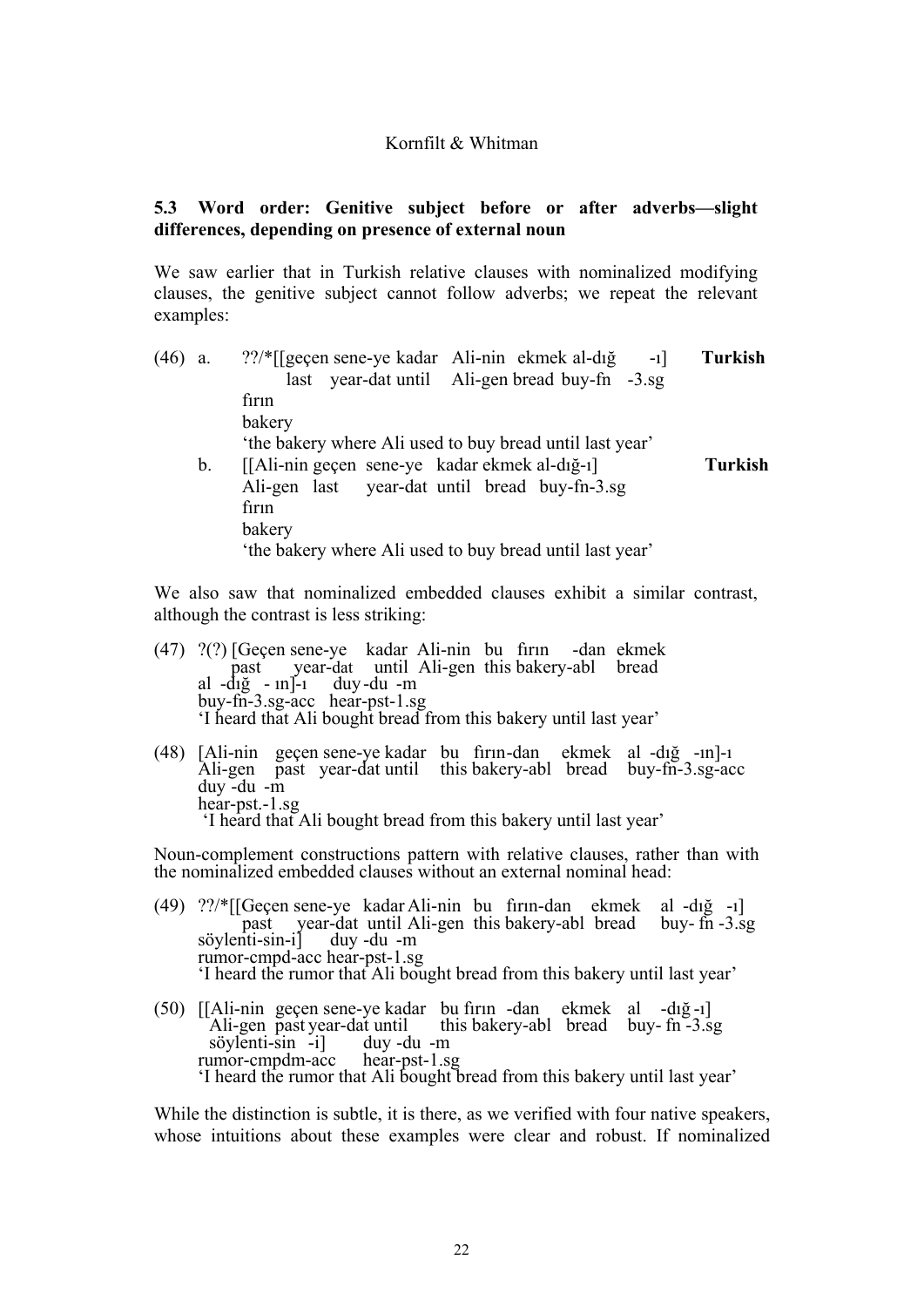### 5.3 Word order: Genitive subject before or after adverbs—slight differences, depending on presence of external noun

We saw earlier that in Turkish relative clauses with nominalized modifying clauses, the genitive subject cannot follow adverbs; we repeat the relevant examples:

(46) a. ??/*[[geçen sene-ye kadar Ali-nin ekmek al-dığ -ı] fırın **Turkish**
last year-dat until Ali-gen bread buy-fn -3.sg bakery
'the bakery where Ali used to buy bread until last year'

b. [[Ali-nin geçen sene-ye kadar ekmek al-dığ-ı] fırın **Turkish**
Ali-gen last year-dat until bread buy-fn-3.sg bakery
'the bakery where Ali used to buy bread until last year'

We also saw that nominalized embedded clauses exhibit a similar contrast, although the contrast is less striking:

(47) ?(?) [Geçen sene-ye kadar Ali-nin bu fırın -dan ekmek al -dığ - ın]-ı duy-du -m
past year-dat until Ali-gen this bakery-abl bread buy-fn-3.sg-acc hear-pst-1.sg
'I heard that Ali bought bread from this bakery until last year'

(48) [Ali-nin geçen sene-ye kadar bu fırın-dan ekmek al -dığ -ın]-ı duy -du -m
Ali-gen past year-dat until this bakery-abl bread buy-fn-3.sg-acc hear-pst.-1.sg
'I heard that Ali bought bread from this bakery until last year'

Noun-complement constructions pattern with relative clauses, rather than with the nominalized embedded clauses without an external nominal head:

(49) ??/*[[Geçen sene-ye kadar Ali-nin bu fırın-dan ekmek al -dığ -ı] söylenti-sin-i] duy -du -m
past year-dat until Ali-gen this bakery-abl bread buy- fn -3.sg rumor-cmpd-acc hear-pst-1.sg
'I heard the rumor that Ali bought bread from this bakery until last year'

(50) [[Ali-nin geçen sene-ye kadar bu fırın -dan ekmek al -dığ -ı] söylenti-sin -i] duy -du -m
Ali-gen past year-dat until this bakery-abl bread buy- fn -3.sg rumor-cmpdm-acc hear-pst-1.sg
'I heard the rumor that Ali bought bread from this bakery until last year'

While the distinction is subtle, it is there, as we verified with four native speakers, whose intuitions about these examples were clear and robust. If nominalized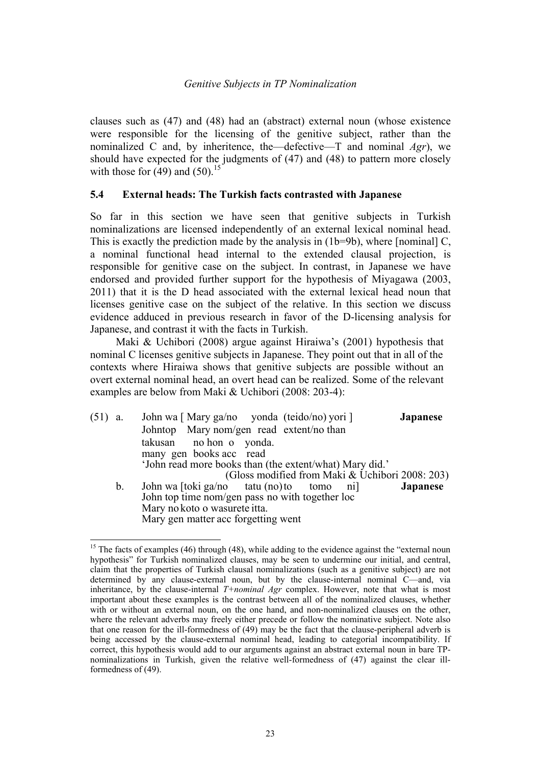clauses such as (47) and (48) had an (abstract) external noun (whose existence were responsible for the licensing of the genitive subject, rather than the nominalized C and, by inheritence, the—defective—T and nominal *Agr*), we should have expected for the judgments of (47) and (48) to pattern more closely with those for (49) and (50).[15]

### 5.4 External heads: The Turkish facts contrasted with Japanese

So far in this section we have seen that genitive subjects in Turkish nominalizations are licensed independently of an external lexical nominal head. This is exactly the prediction made by the analysis in (1b=9b), where [nominal] C, a nominal functional head internal to the extended clausal projection, is responsible for genitive case on the subject. In contrast, in Japanese we have endorsed and provided further support for the hypothesis of Miyagawa (2003, 2011) that it is the D head associated with the external lexical head noun that licenses genitive case on the subject of the relative. In this section we discuss evidence adduced in previous research in favor of the D-licensing analysis for Japanese, and contrast it with the facts in Turkish.

Maki & Uchibori (2008) argue against Hiraiwa's (2001) hypothesis that nominal C licenses genitive subjects in Japanese. They point out that in all of the contexts where Hiraiwa shows that genitive subjects are possible without an overt external nominal head, an overt head can be realized. Some of the relevant examples are below from Maki & Uchibori (2008: 203-4):

(51) a. John wa [ Mary ga/no yonda (teido/no) yori ] **Japanese**
Johntop Mary nom/gen read extent/no than
takusan no hon o yonda.
many gen books acc read
'John read more books than (the extent/what) Mary did.'
(Gloss modified from Maki & Uchibori 2008: 203)

b. John wa [toki ga/no tatu (no) to tomo ni] **Japanese**
John top time nom/gen pass no with together loc
Mary no koto o wasurete itta.
Mary gen matter acc forgetting went

---

[15] The facts of examples (46) through (48), while adding to the evidence against the "external noun hypothesis" for Turkish nominalized clauses, may be seen to undermine our initial, and central, claim that the properties of Turkish clausal nominalizations (such as a genitive subject) are not determined by any clause-external noun, but by the clause-internal nominal C—and, via inheritance, by the clause-internal *T+nominal Agr* complex. However, note that what is most important about these examples is the contrast between all of the nominalized clauses, whether with or without an external noun, on the one hand, and non-nominalized clauses on the other, where the relevant adverbs may freely either precede or follow the nominative subject. Note also that one reason for the ill-formedness of (49) may be the fact that the clause-peripheral adverb is being accessed by the clause-external nominal head, leading to categorial incompatibility. If correct, this hypothesis would add to our arguments against an abstract external noun in bare TP-nominalizations in Turkish, given the relative well-formedness of (47) against the clear ill-formedness of (49).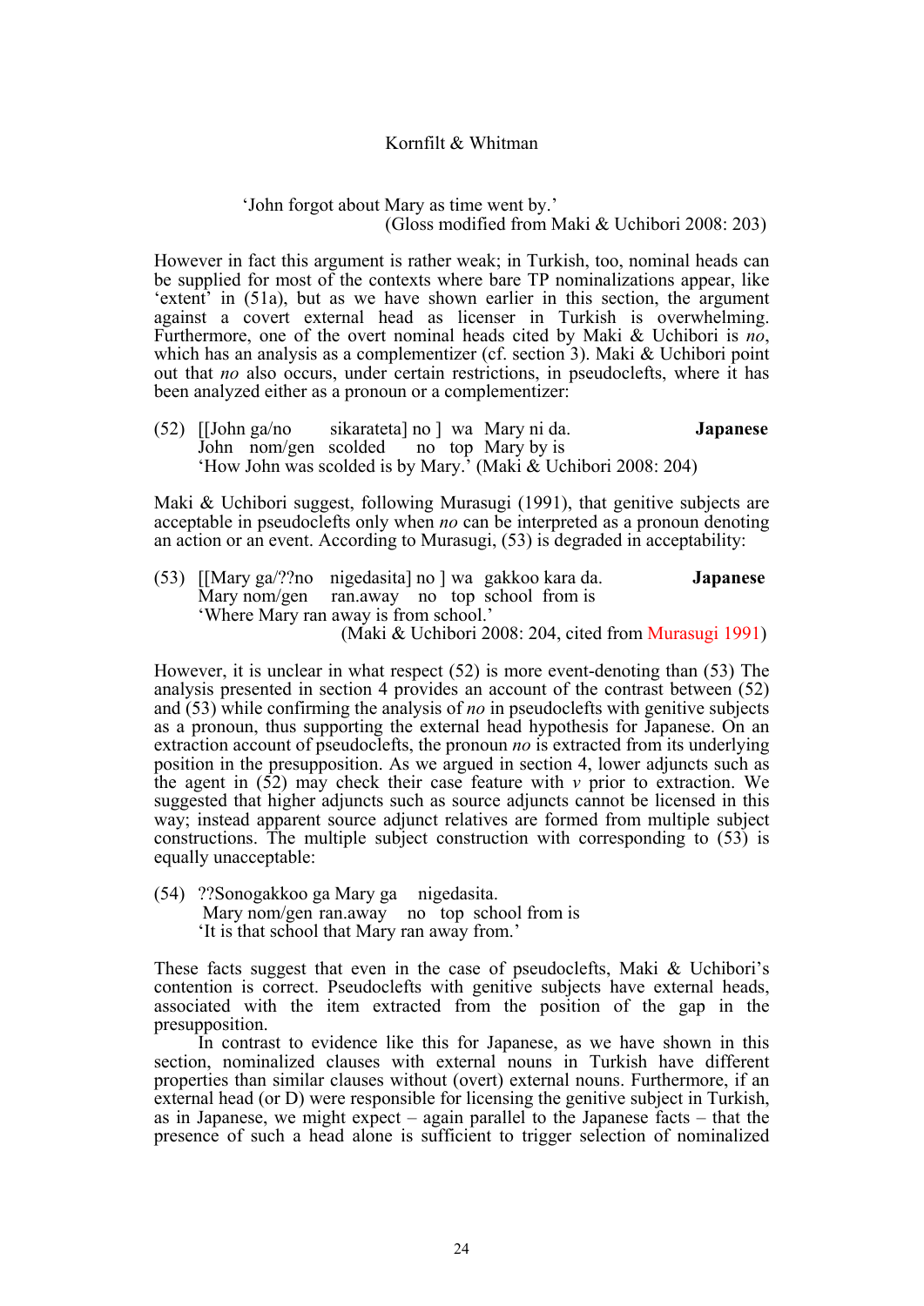'John forgot about Mary as time went by.'
(Gloss modified from Maki & Uchibori 2008: 203)

However in fact this argument is rather weak; in Turkish, too, nominal heads can be supplied for most of the contexts where bare TP nominalizations appear, like 'extent' in (51a), but as we have shown earlier in this section, the argument against a covert external head as licenser in Turkish is overwhelming. Furthermore, one of the overt nominal heads cited by Maki & Uchibori is *no*, which has an analysis as a complementizer (cf. section 3). Maki & Uchibori point out that *no* also occurs, under certain restrictions, in pseudoclefts, where it has been analyzed either as a pronoun or a complementizer:

(52) [[John ga/no sikarateta] no ] wa Mary ni da. **Japanese**
John nom/gen scolded no top Mary by is
'How John was scolded is by Mary.' (Maki & Uchibori 2008: 204)

Maki & Uchibori suggest, following Murasugi (1991), that genitive subjects are acceptable in pseudoclefts only when *no* can be interpreted as a pronoun denoting an action or an event. According to Murasugi, (53) is degraded in acceptability:

(53) [[Mary ga/??no nigedasita] no ] wa gakkoo kara da. **Japanese**
Mary nom/gen ran.away no top school from is
'Where Mary ran away is from school.'
(Maki & Uchibori 2008: 204, cited from Murasugi 1991)

However, it is unclear in what respect (52) is more event-denoting than (53) The analysis presented in section 4 provides an account of the contrast between (52) and (53) while confirming the analysis of *no* in pseudoclefts with genitive subjects as a pronoun, thus supporting the external head hypothesis for Japanese. On an extraction account of pseudoclefts, the pronoun *no* is extracted from its underlying position in the presupposition. As we argued in section 4, lower adjuncts such as the agent in (52) may check their case feature with *v* prior to extraction. We suggested that higher adjuncts such as source adjuncts cannot be licensed in this way; instead apparent source adjunct relatives are formed from multiple subject constructions. The multiple subject construction with corresponding to (53) is equally unacceptable:

(54) ??Sonogakkoo ga Mary ga nigedasita.
Mary nom/gen ran.away no top school from is
'It is that school that Mary ran away from.'

These facts suggest that even in the case of pseudoclefts, Maki & Uchibori's contention is correct. Pseudoclefts with genitive subjects have external heads, associated with the item extracted from the position of the gap in the presupposition.

In contrast to evidence like this for Japanese, as we have shown in this section, nominalized clauses with external nouns in Turkish have different properties than similar clauses without (overt) external nouns. Furthermore, if an external head (or D) were responsible for licensing the genitive subject in Turkish, as in Japanese, we might expect – again parallel to the Japanese facts – that the presence of such a head alone is sufficient to trigger selection of nominalized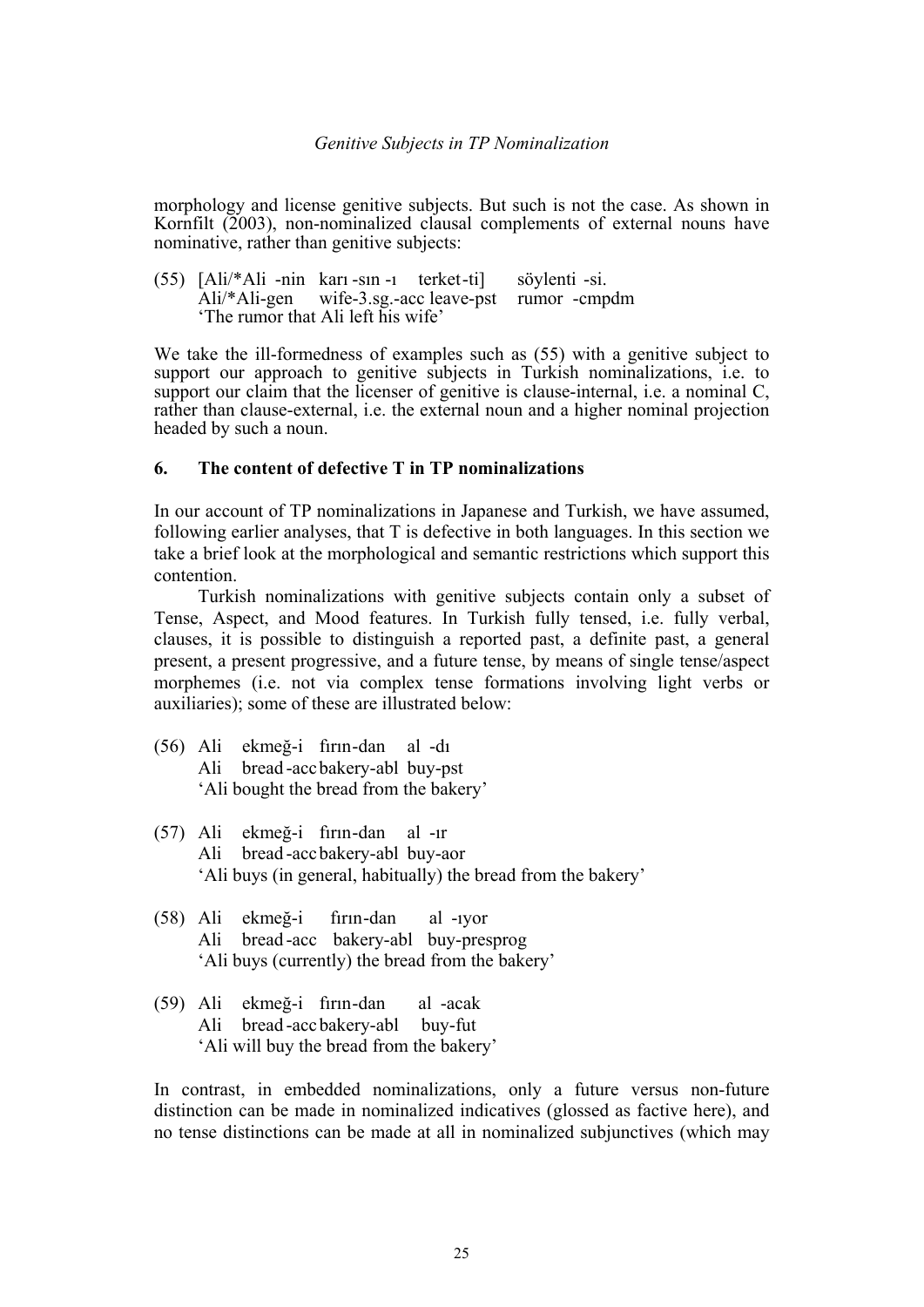morphology and license genitive subjects. But such is not the case. As shown in Kornfilt (2003), non-nominalized clausal complements of external nouns have nominative, rather than genitive subjects:

(55) [Ali/*Ali -nin karı -sın -ı terket-ti] söylenti -si.
     Ali/*Ali-gen wife-3.sg.-acc leave-pst rumor -cmpdm
     'The rumor that Ali left his wife'

We take the ill-formedness of examples such as (55) with a genitive subject to support our approach to genitive subjects in Turkish nominalizations, i.e. to support our claim that the licenser of genitive is clause-internal, i.e. a nominal C, rather than clause-external, i.e. the external noun and a higher nominal projection headed by such a noun.

## 6. The content of defective T in TP nominalizations

In our account of TP nominalizations in Japanese and Turkish, we have assumed, following earlier analyses, that T is defective in both languages. In this section we take a brief look at the morphological and semantic restrictions which support this contention.

Turkish nominalizations with genitive subjects contain only a subset of Tense, Aspect, and Mood features. In Turkish fully tensed, i.e. fully verbal, clauses, it is possible to distinguish a reported past, a definite past, a general present, a present progressive, and a future tense, by means of single tense/aspect morphemes (i.e. not via complex tense formations involving light verbs or auxiliaries); some of these are illustrated below:

(56) Ali ekmeğ-i fırın-dan al -dı
     Ali bread-acc bakery-abl buy-pst
     'Ali bought the bread from the bakery'

(57) Ali ekmeğ-i fırın-dan al -ır
     Ali bread-acc bakery-abl buy-aor
     'Ali buys (in general, habitually) the bread from the bakery'

(58) Ali ekmeğ-i fırın-dan al -ıyor
     Ali bread-acc bakery-abl buy-presprog
     'Ali buys (currently) the bread from the bakery'

(59) Ali ekmeğ-i fırın-dan al -acak
     Ali bread-acc bakery-abl buy-fut
     'Ali will buy the bread from the bakery'

In contrast, in embedded nominalizations, only a future versus non-future distinction can be made in nominalized indicatives (glossed as factive here), and no tense distinctions can be made at all in nominalized subjunctives (which may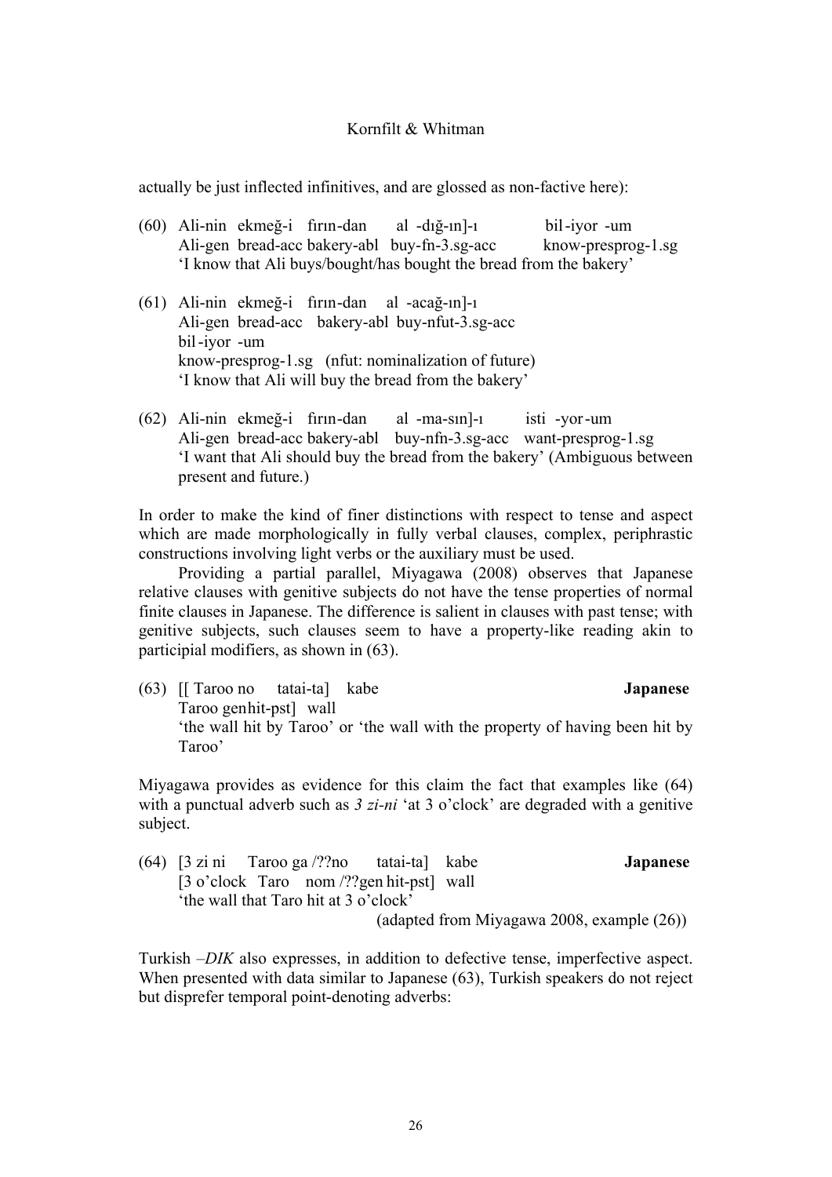actually be just inflected infinitives, and are glossed as non-factive here):

(60) Ali-nin ekmeğ-i fırın-dan al -dığ-ın]-ı bil-iyor -um
     Ali-gen bread-acc bakery-abl buy-fn-3.sg-acc know-presprog-1.sg
     'I know that Ali buys/bought/has bought the bread from the bakery'

(61) Ali-nin ekmeğ-i fırın-dan al -acağ-ın]-ı
     Ali-gen bread-acc bakery-abl buy-nfut-3.sg-acc
     bil-iyor -um
     know-presprog-1.sg (nfut: nominalization of future)
     'I know that Ali will buy the bread from the bakery'

(62) Ali-nin ekmeğ-i fırın-dan al -ma-sın]-ı isti -yor-um
     Ali-gen bread-acc bakery-abl buy-nfn-3.sg-acc want-presprog-1.sg
     'I want that Ali should buy the bread from the bakery' (Ambiguous between present and future.)

In order to make the kind of finer distinctions with respect to tense and aspect which are made morphologically in fully verbal clauses, complex, periphrastic constructions involving light verbs or the auxiliary must be used.

Providing a partial parallel, Miyagawa (2008) observes that Japanese relative clauses with genitive subjects do not have the tense properties of normal finite clauses in Japanese. The difference is salient in clauses with past tense; with genitive subjects, such clauses seem to have a property-like reading akin to participial modifiers, as shown in (63).

(63) [[ Taroo no tatai-ta] kabe **Japanese**
     Taroo gen hit-pst] wall
     'the wall hit by Taroo' or 'the wall with the property of having been hit by Taroo'

Miyagawa provides as evidence for this claim the fact that examples like (64) with a punctual adverb such as *3 zi-ni* 'at 3 o'clock' are degraded with a genitive subject.

(64) [3 zi ni Taroo ga /??no tatai-ta] kabe **Japanese**
     [3 o'clock Taro nom /??gen hit-pst] wall
     'the wall that Taro hit at 3 o'clock'
     (adapted from Miyagawa 2008, example (26))

Turkish *–DIK* also expresses, in addition to defective tense, imperfective aspect. When presented with data similar to Japanese (63), Turkish speakers do not reject but disprefer temporal point-denoting adverbs: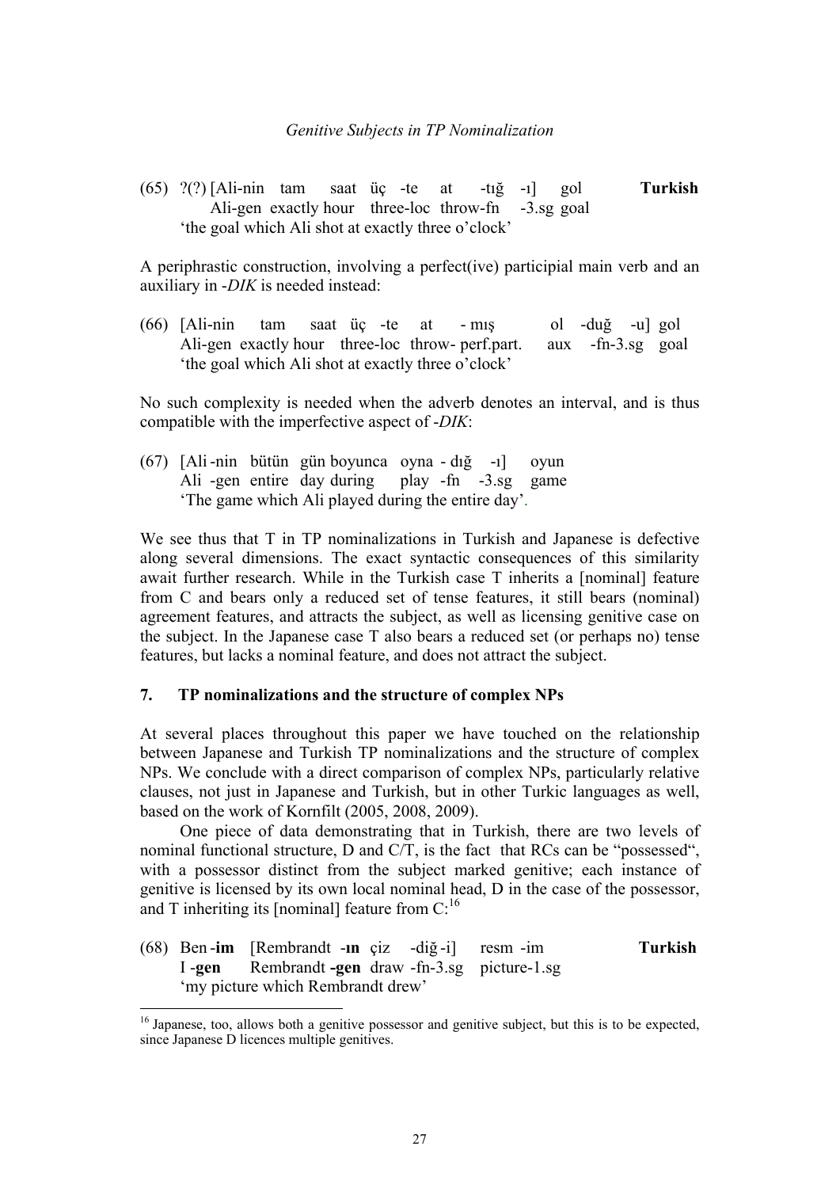(65) ?(?) [Ali-nin tam saat üç -te at -tığ -ı] gol **Turkish**
Ali-gen exactly hour three-loc throw-fn -3.sg goal
'the goal which Ali shot at exactly three o'clock'

A periphrastic construction, involving a perfect(ive) participial main verb and an auxiliary in *-DIK* is needed instead:

(66) [Ali-nin tam saat üç -te at - mış ol -duğ -u] gol
Ali-gen exactly hour three-loc throw- perf.part. aux -fn-3.sg goal
'the goal which Ali shot at exactly three o'clock'

No such complexity is needed when the adverb denotes an interval, and is thus compatible with the imperfective aspect of *-DIK*:

(67) [Ali -nin bütün gün boyunca oyna - dığ -ı] oyun
Ali -gen entire day during play -fn -3.sg game
'The game which Ali played during the entire day'.

We see thus that T in TP nominalizations in Turkish and Japanese is defective along several dimensions. The exact syntactic consequences of this similarity await further research. While in the Turkish case T inherits a [nominal] feature from C and bears only a reduced set of tense features, it still bears (nominal) agreement features, and attracts the subject, as well as licensing genitive case on the subject. In the Japanese case T also bears a reduced set (or perhaps no) tense features, but lacks a nominal feature, and does not attract the subject.

## 7. TP nominalizations and the structure of complex NPs

At several places throughout this paper we have touched on the relationship between Japanese and Turkish TP nominalizations and the structure of complex NPs. We conclude with a direct comparison of complex NPs, particularly relative clauses, not just in Japanese and Turkish, but in other Turkic languages as well, based on the work of Kornfilt (2005, 2008, 2009).

One piece of data demonstrating that in Turkish, there are two levels of nominal functional structure, D and C/T, is the fact that RCs can be "possessed", with a possessor distinct from the subject marked genitive; each instance of genitive is licensed by its own local nominal head, D in the case of the possessor, and T inheriting its [nominal] feature from C:[16]

(68) Ben -**im** [Rembrandt -**ın** çiz -diğ -i] resm -im **Turkish**
I -**gen** Rembrandt -**gen** draw -fn-3.sg picture-1.sg
'my picture which Rembrandt drew'

[16] Japanese, too, allows both a genitive possessor and genitive subject, but this is to be expected, since Japanese D licences multiple genitives.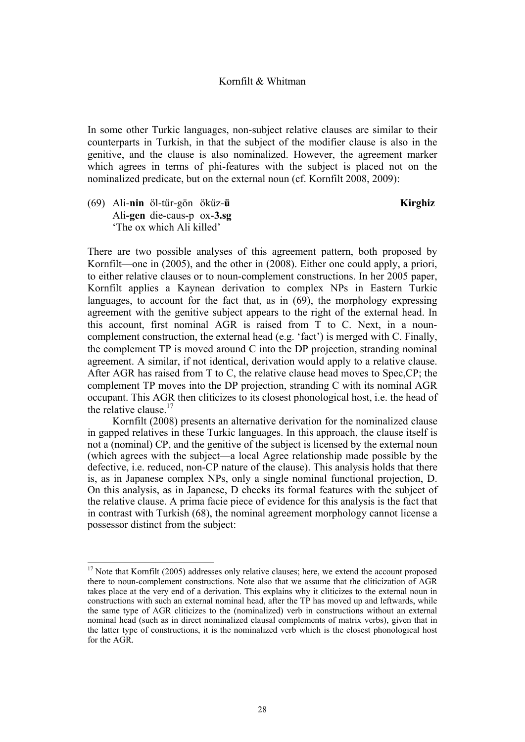In some other Turkic languages, non-subject relative clauses are similar to their counterparts in Turkish, in that the subject of the modifier clause is also in the genitive, and the clause is also nominalized. However, the agreement marker which agrees in terms of phi-features with the subject is placed not on the nominalized predicate, but on the external noun (cf. Kornfilt 2008, 2009):

(69) Ali-**nin** öl-tür-gön öküz-**ü** **Kirghiz**
Ali-**gen** die-caus-p ox-**3.sg**
'The ox which Ali killed'

There are two possible analyses of this agreement pattern, both proposed by Kornfilt—one in (2005), and the other in (2008). Either one could apply, a priori, to either relative clauses or to noun-complement constructions. In her 2005 paper, Kornfilt applies a Kaynean derivation to complex NPs in Eastern Turkic languages, to account for the fact that, as in (69), the morphology expressing agreement with the genitive subject appears to the right of the external head. In this account, first nominal AGR is raised from T to C. Next, in a noun-complement construction, the external head (e.g. 'fact') is merged with C. Finally, the complement TP is moved around C into the DP projection, stranding nominal agreement. A similar, if not identical, derivation would apply to a relative clause. After AGR has raised from T to C, the relative clause head moves to Spec,CP; the complement TP moves into the DP projection, stranding C with its nominal AGR occupant. This AGR then cliticizes to its closest phonological host, i.e. the head of the relative clause.[17]

Kornfilt (2008) presents an alternative derivation for the nominalized clause in gapped relatives in these Turkic languages. In this approach, the clause itself is not a (nominal) CP, and the genitive of the subject is licensed by the external noun (which agrees with the subject—a local Agree relationship made possible by the defective, i.e. reduced, non-CP nature of the clause). This analysis holds that there is, as in Japanese complex NPs, only a single nominal functional projection, D. On this analysis, as in Japanese, D checks its formal features with the subject of the relative clause. A prima facie piece of evidence for this analysis is the fact that in contrast with Turkish (68), the nominal agreement morphology cannot license a possessor distinct from the subject:

---

[17] Note that Kornfilt (2005) addresses only relative clauses; here, we extend the account proposed there to noun-complement constructions. Note also that we assume that the cliticization of AGR takes place at the very end of a derivation. This explains why it cliticizes to the external noun in constructions with such an external nominal head, after the TP has moved up and leftwards, while the same type of AGR cliticizes to the (nominalized) verb in constructions without an external nominal head (such as in direct nominalized clausal complements of matrix verbs), given that in the latter type of constructions, it is the nominalized verb which is the closest phonological host for the AGR.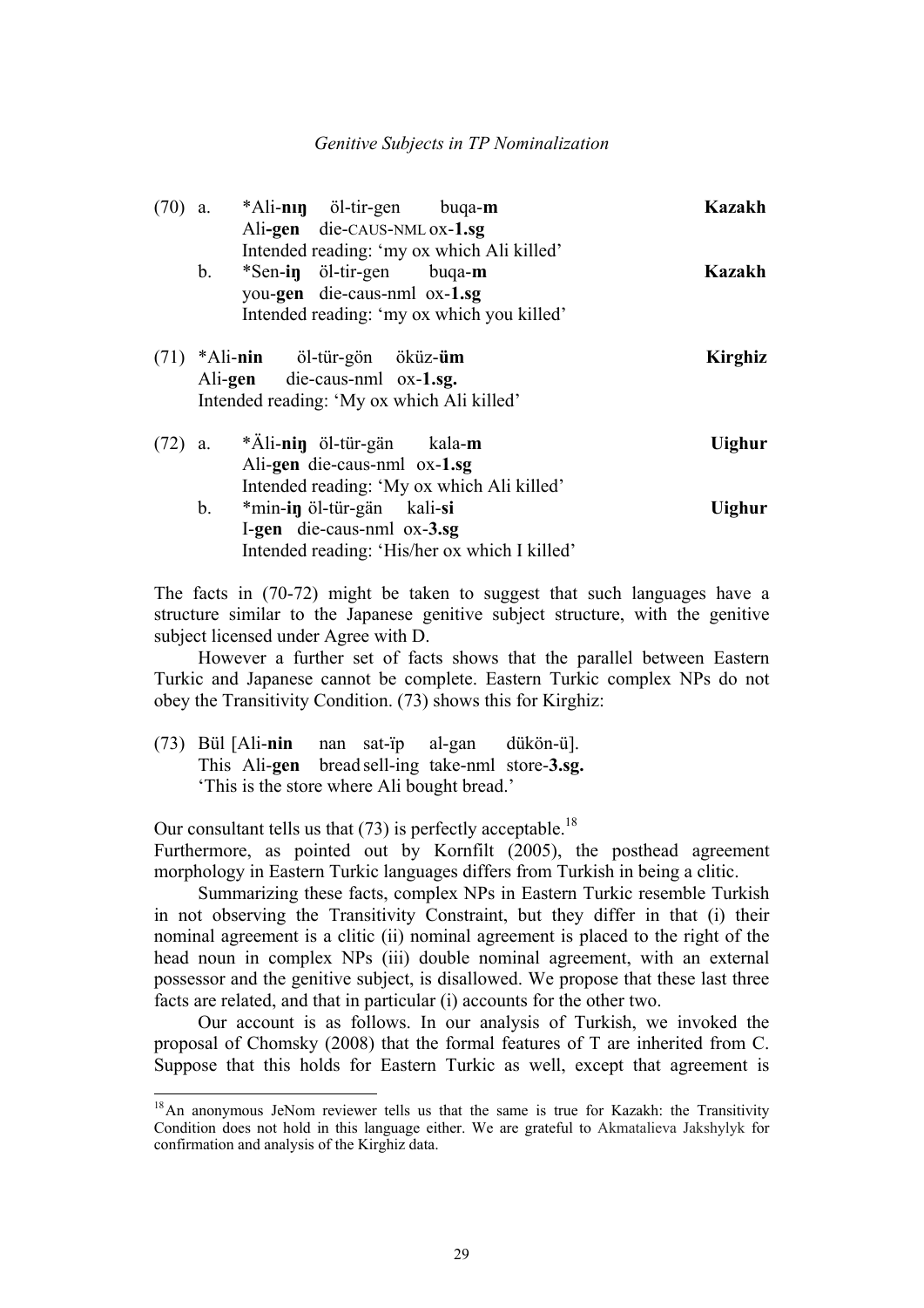(70) a. *Ali-**nıŋ** öl-tir-gen buqa-**m** **Kazakh**
Ali-**gen** die-CAUS-NML ox-**1.sg**
Intended reading: 'my ox which Ali killed'

b. *Sen-**iŋ** öl-tir-gen buqa-**m** **Kazakh**
you-**gen** die-caus-nml ox-**1.sg**
Intended reading: 'my ox which you killed'

(71) *Ali-**nin** öl-tür-gön öküz-**üm** **Kirghiz**
Ali-**gen** die-caus-nml ox-**1.sg.**
Intended reading: 'My ox which Ali killed'

(72) a. *Äli-**niŋ** öl-tür-gän kala-**m** **Uighur**
Ali-**gen** die-caus-nml ox-**1.sg**
Intended reading: 'My ox which Ali killed'

b. *min-**iŋ** öl-tür-gän kali-**si** **Uighur**
I-**gen** die-caus-nml ox-**3.sg**
Intended reading: 'His/her ox which I killed'

The facts in (70-72) might be taken to suggest that such languages have a structure similar to the Japanese genitive subject structure, with the genitive subject licensed under Agree with D.

However a further set of facts shows that the parallel between Eastern Turkic and Japanese cannot be complete. Eastern Turkic complex NPs do not obey the Transitivity Condition. (73) shows this for Kirghiz:

(73) Bül [Ali-**nin** nan sat-ïp al-gan dükön-ü].
This Ali-**gen** bread sell-ing take-nml store-**3.sg.**
'This is the store where Ali bought bread.'

Our consultant tells us that (73) is perfectly acceptable.[18]
Furthermore, as pointed out by Kornfilt (2005), the posthead agreement morphology in Eastern Turkic languages differs from Turkish in being a clitic.

Summarizing these facts, complex NPs in Eastern Turkic resemble Turkish in not observing the Transitivity Constraint, but they differ in that (i) their nominal agreement is a clitic (ii) nominal agreement is placed to the right of the head noun in complex NPs (iii) double nominal agreement, with an external possessor and the genitive subject, is disallowed. We propose that these last three facts are related, and that in particular (i) accounts for the other two.

Our account is as follows. In our analysis of Turkish, we invoked the proposal of Chomsky (2008) that the formal features of T are inherited from C. Suppose that this holds for Eastern Turkic as well, except that agreement is

[18] An anonymous JeNom reviewer tells us that the same is true for Kazakh: the Transitivity Condition does not hold in this language either. We are grateful to Akmatalieva Jakshylyk for confirmation and analysis of the Kirghiz data.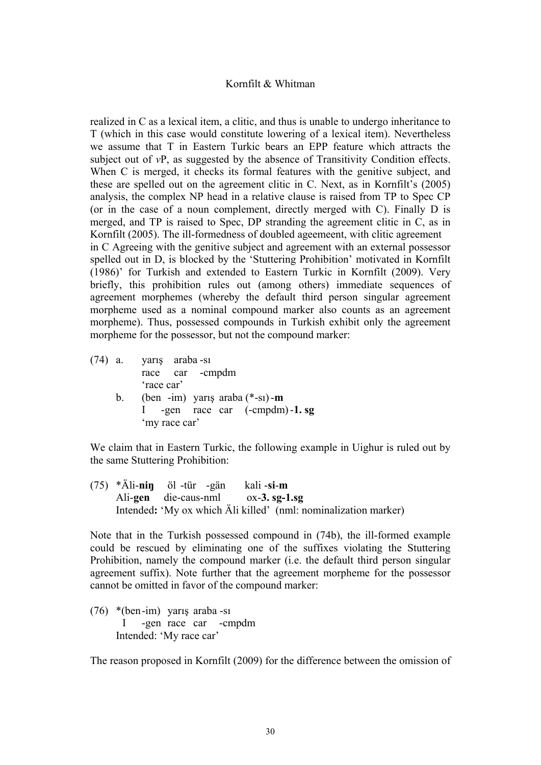realized in C as a lexical item, a clitic, and thus is unable to undergo inheritance to T (which in this case would constitute lowering of a lexical item). Nevertheless we assume that T in Eastern Turkic bears an EPP feature which attracts the subject out of *v*P, as suggested by the absence of Transitivity Condition effects. When C is merged, it checks its formal features with the genitive subject, and these are spelled out on the agreement clitic in C. Next, as in Kornfilt's (2005) analysis, the complex NP head in a relative clause is raised from TP to Spec CP (or in the case of a noun complement, directly merged with C). Finally D is merged, and TP is raised to Spec, DP stranding the agreement clitic in C, as in Kornfilt (2005). The ill-formedness of doubled ageemeent, with clitic agreement in C Agreeing with the genitive subject and agreement with an external possessor spelled out in D, is blocked by the 'Stuttering Prohibition' motivated in Kornfilt (1986)' for Turkish and extended to Eastern Turkic in Kornfilt (2009). Very briefly, this prohibition rules out (among others) immediate sequences of agreement morphemes (whereby the default third person singular agreement morpheme used as a nominal compound marker also counts as an agreement morpheme). Thus, possessed compounds in Turkish exhibit only the agreement morpheme for the possessor, but not the compound marker:

(74) a. yarış araba -sı
race car -cmpdm
'race car'

b. (ben -im) yarış araba (*-sı) -**m**
I -gen race car (-cmpdm) -**1. sg**
'my race car'

We claim that in Eastern Turkic, the following example in Uighur is ruled out by the same Stuttering Prohibition:

(75) *Äli-**niŋ** öl -tür -gän kali -**si**-**m**
Ali-**gen** die-caus-nml ox-**3. sg-1.sg**
Intended**:** 'My ox which Äli killed' (nml: nominalization marker)

Note that in the Turkish possessed compound in (74b), the ill-formed example could be rescued by eliminating one of the suffixes violating the Stuttering Prohibition, namely the compound marker (i.e. the default third person singular agreement suffix). Note further that the agreement morpheme for the possessor cannot be omitted in favor of the compound marker:

(76) *(ben -im) yarış araba -sı
I -gen race car -cmpdm
Intended: 'My race car'

The reason proposed in Kornfilt (2009) for the difference between the omission of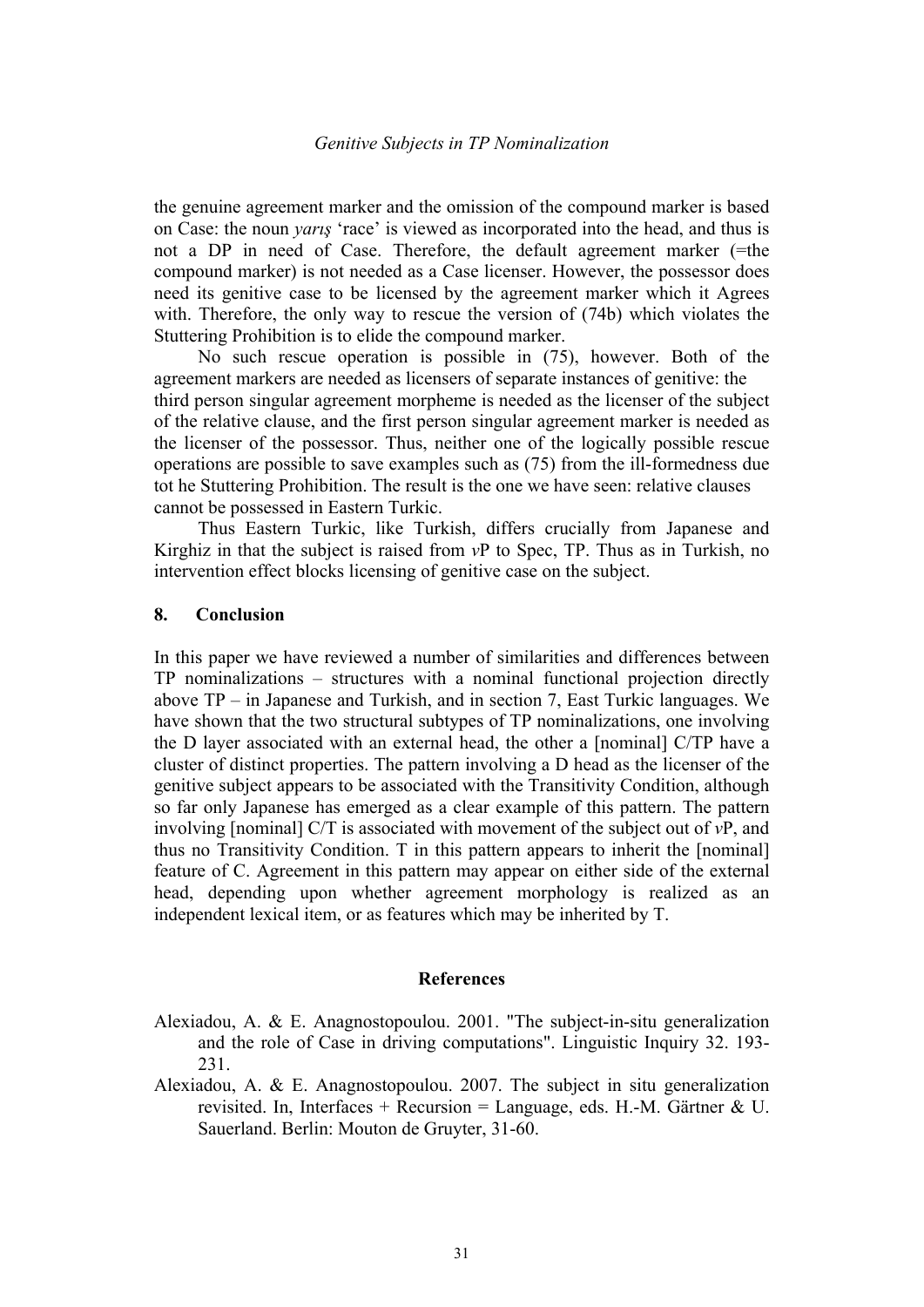the genuine agreement marker and the omission of the compound marker is based on Case: the noun *yarış* 'race' is viewed as incorporated into the head, and thus is not a DP in need of Case. Therefore, the default agreement marker (=the compound marker) is not needed as a Case licenser. However, the possessor does need its genitive case to be licensed by the agreement marker which it Agrees with. Therefore, the only way to rescue the version of (74b) which violates the Stuttering Prohibition is to elide the compound marker.

No such rescue operation is possible in (75), however. Both of the agreement markers are needed as licensers of separate instances of genitive: the third person singular agreement morpheme is needed as the licenser of the subject of the relative clause, and the first person singular agreement marker is needed as the licenser of the possessor. Thus, neither one of the logically possible rescue operations are possible to save examples such as (75) from the ill-formedness due tot he Stuttering Prohibition. The result is the one we have seen: relative clauses cannot be possessed in Eastern Turkic.

Thus Eastern Turkic, like Turkish, differs crucially from Japanese and Kirghiz in that the subject is raised from *v*P to Spec, TP. Thus as in Turkish, no intervention effect blocks licensing of genitive case on the subject.

## 8. Conclusion

In this paper we have reviewed a number of similarities and differences between TP nominalizations – structures with a nominal functional projection directly above TP – in Japanese and Turkish, and in section 7, East Turkic languages. We have shown that the two structural subtypes of TP nominalizations, one involving the D layer associated with an external head, the other a [nominal] C/TP have a cluster of distinct properties. The pattern involving a D head as the licenser of the genitive subject appears to be associated with the Transitivity Condition, although so far only Japanese has emerged as a clear example of this pattern. The pattern involving [nominal] C/T is associated with movement of the subject out of *v*P, and thus no Transitivity Condition. T in this pattern appears to inherit the [nominal] feature of C. Agreement in this pattern may appear on either side of the external head, depending upon whether agreement morphology is realized as an independent lexical item, or as features which may be inherited by T.

## References

Alexiadou, A. & E. Anagnostopoulou. 2001. "The subject-in-situ generalization and the role of Case in driving computations". Linguistic Inquiry 32. 193-231.

Alexiadou, A. & E. Anagnostopoulou. 2007. The subject in situ generalization revisited. In, Interfaces + Recursion = Language, eds. H.-M. Gärtner & U. Sauerland. Berlin: Mouton de Gruyter, 31-60.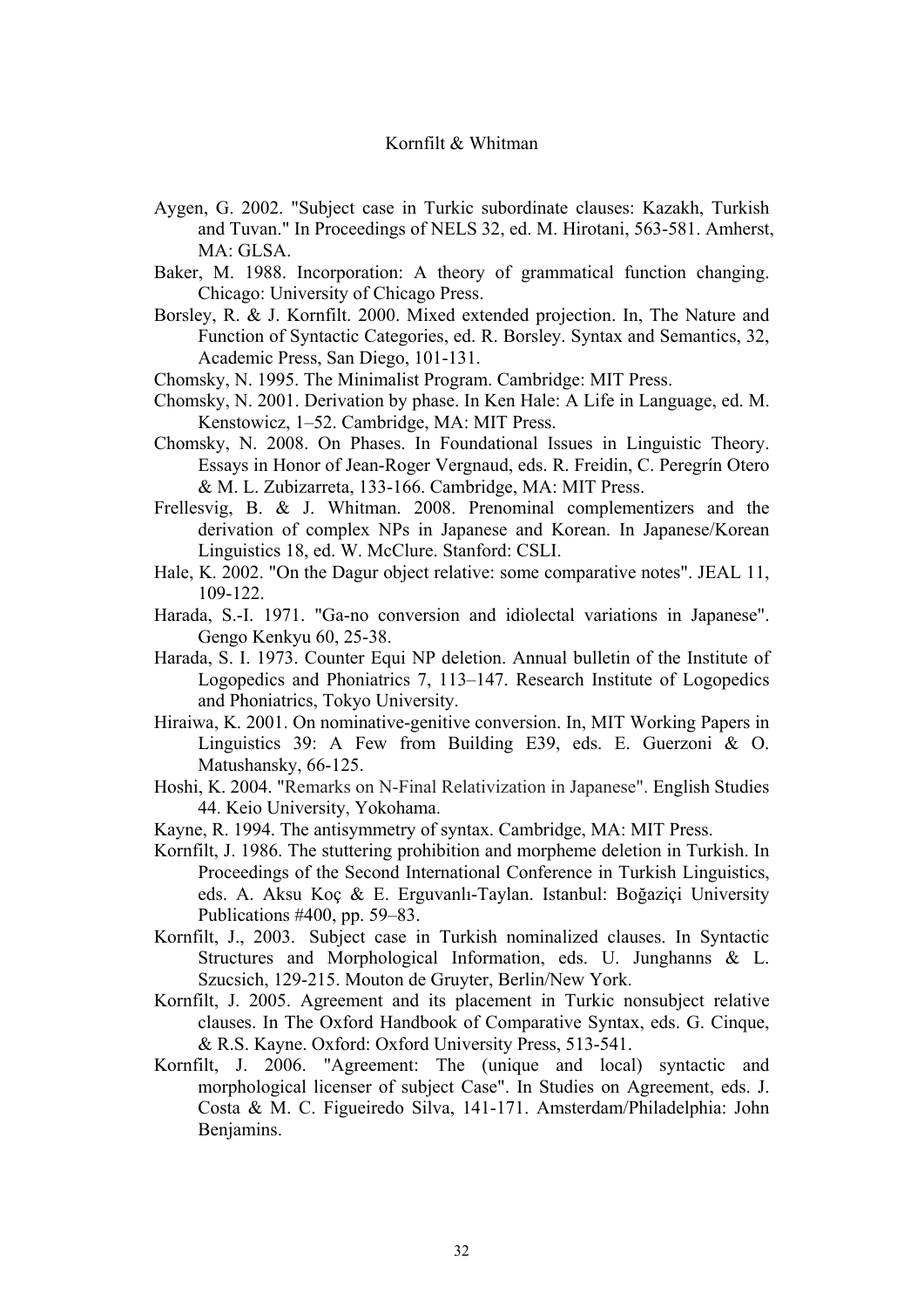Aygen, G. 2002. "Subject case in Turkic subordinate clauses: Kazakh, Turkish and Tuvan." In Proceedings of NELS 32, ed. M. Hirotani, 563-581. Amherst, MA: GLSA.

Baker, M. 1988. Incorporation: A theory of grammatical function changing. Chicago: University of Chicago Press.

Borsley, R. & J. Kornfilt. 2000. Mixed extended projection. In, The Nature and Function of Syntactic Categories, ed. R. Borsley. Syntax and Semantics, 32, Academic Press, San Diego, 101-131.

Chomsky, N. 1995. The Minimalist Program. Cambridge: MIT Press.

Chomsky, N. 2001. Derivation by phase. In Ken Hale: A Life in Language, ed. M. Kenstowicz, 1–52. Cambridge, MA: MIT Press.

Chomsky, N. 2008. On Phases. In Foundational Issues in Linguistic Theory. Essays in Honor of Jean-Roger Vergnaud, eds. R. Freidin, C. Peregrín Otero & M. L. Zubizarreta, 133-166. Cambridge, MA: MIT Press.

Frellesvig, B. & J. Whitman. 2008. Prenominal complementizers and the derivation of complex NPs in Japanese and Korean. In Japanese/Korean Linguistics 18, ed. W. McClure. Stanford: CSLI.

Hale, K. 2002. "On the Dagur object relative: some comparative notes". JEAL 11, 109-122.

Harada, S.-I. 1971. "Ga-no conversion and idiolectal variations in Japanese". Gengo Kenkyu 60, 25-38.

Harada, S. I. 1973. Counter Equi NP deletion. Annual bulletin of the Institute of Logopedics and Phoniatrics 7, 113–147. Research Institute of Logopedics and Phoniatrics, Tokyo University.

Hiraiwa, K. 2001. On nominative-genitive conversion. In, MIT Working Papers in Linguistics 39: A Few from Building E39, eds. E. Guerzoni & O. Matushansky, 66-125.

Hoshi, K. 2004. "Remarks on N-Final Relativization in Japanese". English Studies 44. Keio University, Yokohama.

Kayne, R. 1994. The antisymmetry of syntax. Cambridge, MA: MIT Press.

Kornfilt, J. 1986. The stuttering prohibition and morpheme deletion in Turkish. In Proceedings of the Second International Conference in Turkish Linguistics, eds. A. Aksu Koç & E. Erguvanlı-Taylan. Istanbul: Boğaziçi University Publications #400, pp. 59–83.

Kornfilt, J., 2003. Subject case in Turkish nominalized clauses. In Syntactic Structures and Morphological Information, eds. U. Junghanns & L. Szucsich, 129-215. Mouton de Gruyter, Berlin/New York.

Kornfilt, J. 2005. Agreement and its placement in Turkic nonsubject relative clauses. In The Oxford Handbook of Comparative Syntax, eds. G. Cinque, & R.S. Kayne. Oxford: Oxford University Press, 513-541.

Kornfilt, J. 2006. "Agreement: The (unique and local) syntactic and morphological licenser of subject Case". In Studies on Agreement, eds. J. Costa & M. C. Figueiredo Silva, 141-171. Amsterdam/Philadelphia: John Benjamins.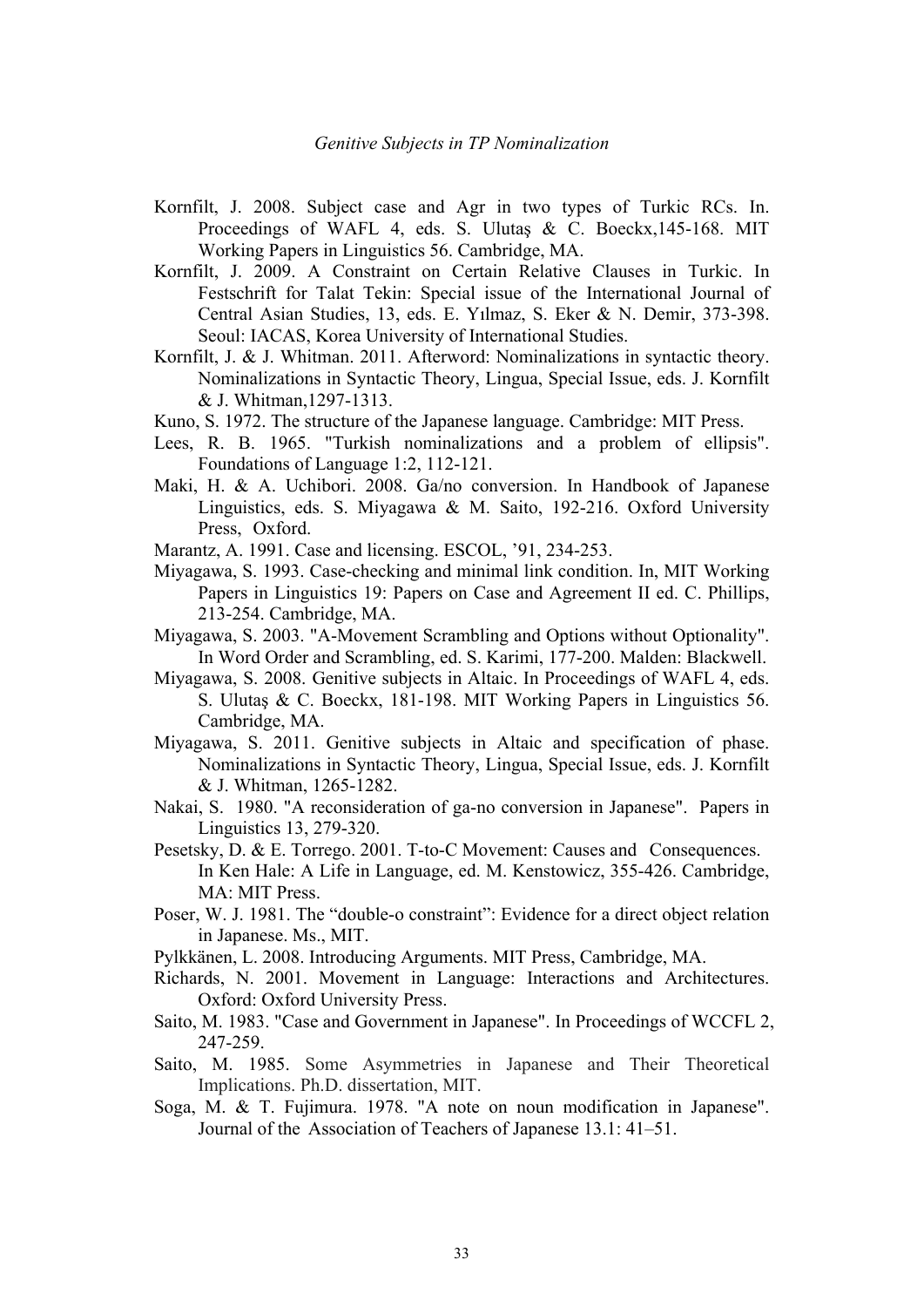Kornfilt, J. 2008. Subject case and Agr in two types of Turkic RCs. In. Proceedings of WAFL 4, eds. S. Ulutaş & C. Boeckx,145-168. MIT Working Papers in Linguistics 56. Cambridge, MA.

Kornfilt, J. 2009. A Constraint on Certain Relative Clauses in Turkic. In Festschrift for Talat Tekin: Special issue of the International Journal of Central Asian Studies, 13, eds. E. Yılmaz, S. Eker & N. Demir, 373-398. Seoul: IACAS, Korea University of International Studies.

Kornfilt, J. & J. Whitman. 2011. Afterword: Nominalizations in syntactic theory. Nominalizations in Syntactic Theory, Lingua, Special Issue, eds. J. Kornfilt & J. Whitman,1297-1313.

Kuno, S. 1972. The structure of the Japanese language. Cambridge: MIT Press.

Lees, R. B. 1965. "Turkish nominalizations and a problem of ellipsis". Foundations of Language 1:2, 112-121.

Maki, H. & A. Uchibori. 2008. Ga/no conversion. In Handbook of Japanese Linguistics, eds. S. Miyagawa & M. Saito, 192-216. Oxford University Press, Oxford.

Marantz, A. 1991. Case and licensing. ESCOL, '91, 234-253.

Miyagawa, S. 1993. Case-checking and minimal link condition. In, MIT Working Papers in Linguistics 19: Papers on Case and Agreement II ed. C. Phillips, 213-254. Cambridge, MA.

Miyagawa, S. 2003. "A-Movement Scrambling and Options without Optionality". In Word Order and Scrambling, ed. S. Karimi, 177-200. Malden: Blackwell.

Miyagawa, S. 2008. Genitive subjects in Altaic. In Proceedings of WAFL 4, eds. S. Ulutaş & C. Boeckx, 181-198. MIT Working Papers in Linguistics 56. Cambridge, MA.

Miyagawa, S. 2011. Genitive subjects in Altaic and specification of phase. Nominalizations in Syntactic Theory, Lingua, Special Issue, eds. J. Kornfilt & J. Whitman, 1265-1282.

Nakai, S. 1980. "A reconsideration of ga-no conversion in Japanese". Papers in Linguistics 13, 279-320.

Pesetsky, D. & E. Torrego. 2001. T-to-C Movement: Causes and Consequences. In Ken Hale: A Life in Language, ed. M. Kenstowicz, 355-426. Cambridge, MA: MIT Press.

Poser, W. J. 1981. The "double-o constraint": Evidence for a direct object relation in Japanese. Ms., MIT.

Pylkkänen, L. 2008. Introducing Arguments. MIT Press, Cambridge, MA.

Richards, N. 2001. Movement in Language: Interactions and Architectures. Oxford: Oxford University Press.

Saito, M. 1983. "Case and Government in Japanese". In Proceedings of WCCFL 2, 247-259.

Saito, M. 1985. Some Asymmetries in Japanese and Their Theoretical Implications. Ph.D. dissertation, MIT.

Soga, M. & T. Fujimura. 1978. "A note on noun modification in Japanese". Journal of the Association of Teachers of Japanese 13.1: 41–51.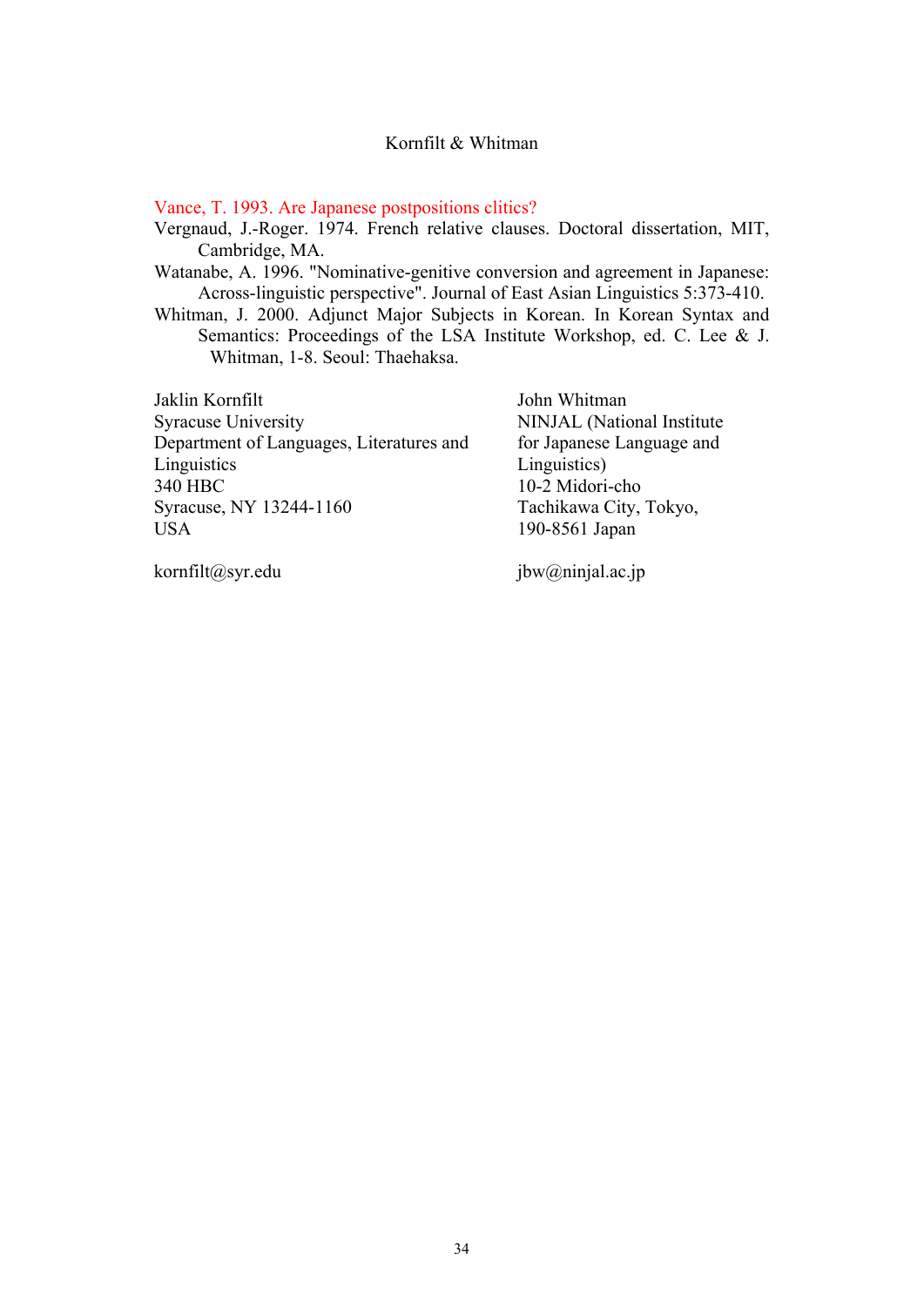Vance, T. 1993. Are Japanese postpositions clitics?

Vergnaud, J.-Roger. 1974. French relative clauses. Doctoral dissertation, MIT, Cambridge, MA.

Watanabe, A. 1996. "Nominative-genitive conversion and agreement in Japanese: Across-linguistic perspective". Journal of East Asian Linguistics 5:373-410.

Whitman, J. 2000. Adjunct Major Subjects in Korean. In Korean Syntax and Semantics: Proceedings of the LSA Institute Workshop, ed. C. Lee & J. Whitman, 1-8. Seoul: Thaehaksa.

Jaklin Kornfilt
Syracuse University
Department of Languages, Literatures and Linguistics
340 HBC
Syracuse, NY 13244-1160
USA

kornfilt@syr.edu

John Whitman
NINJAL (National Institute for Japanese Language and Linguistics)
10-2 Midori-cho
Tachikawa City, Tokyo,
190-8561 Japan

jbw@ninjal.ac.jp